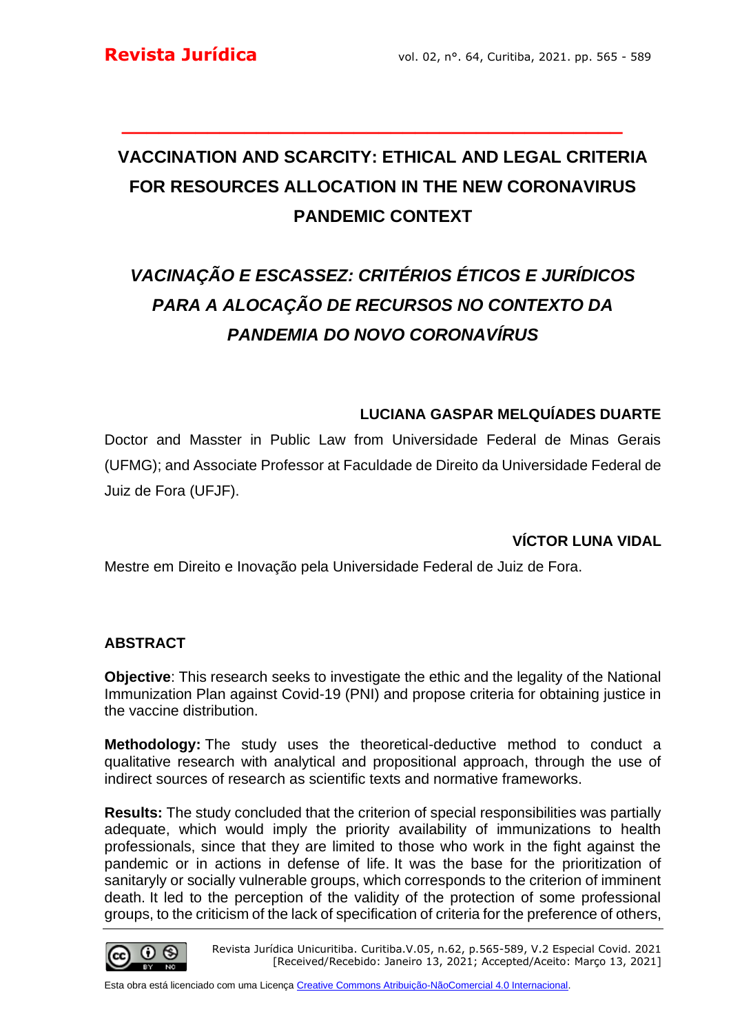# VACCINATION AND SCARCITY: ETHICAL AND LEGAL CRITERIA FOR RESOURCES ALLOCATION IN THE NEW CORONAVIRUS PANDEMIC CONTEXT

# *VACINAÇÃO E ESCASSEZ: CRITÉRIOS ÉTICOS E JURÍDICOS PARA A ALOCAÇÃO DE RECURSOS NO CONTEXTO DA PANDEMIA DO NOVO CORONAVÍRUS*

**LUCIANA GASPAR MELQUÍADES DUARTE**

Doctor and Masster in Public Law from Universidade Federal de Minas Gerais (UFMG); and Associate Professor at Faculdade de Direito da Universidade Federal de Juiz de Fora (UFJF).

**VÍCTOR LUNA VIDAL**

Mestre em Direito e Inovação pela Universidade Federal de Juiz de Fora.

## ABSTRACT

**Objective**: This research seeks to investigate the ethic and the legality of the National Immunization Plan against Covid-19 (PNI) and propose criteria for obtaining justice in the vaccine distribution.

**Methodology:** The study uses the theoretical-deductive method to conduct a qualitative research with analytical and propositional approach, through the use of indirect sources of research as scientific texts and normative frameworks.

**Results:** The study concluded that the criterion of special responsibilities was partially adequate, which would imply the priority availability of immunizations to health professionals, since that they are limited to those who work in the fight against the pandemic or in actions in defense of life. It was the base for the prioritization of sanitaryly or socially vulnerable groups, which corresponds to the criterion of imminent death. It led to the perception of the validity of the protection of some professional groups, to the criticism of the lack of specification of criteria for the preference of others,

Revista Jurídica Unicuritiba. Curitiba.V.05, n.62, p.565-589, V.2 Especial Covid. 2021
[Received/Recebido: Janeiro 13, 2021; Accepted/Aceito: Março 13, 2021]

Esta obra está licenciado com uma Licença Creative Commons Atribuição-NãoComercial 4.0 Internacional.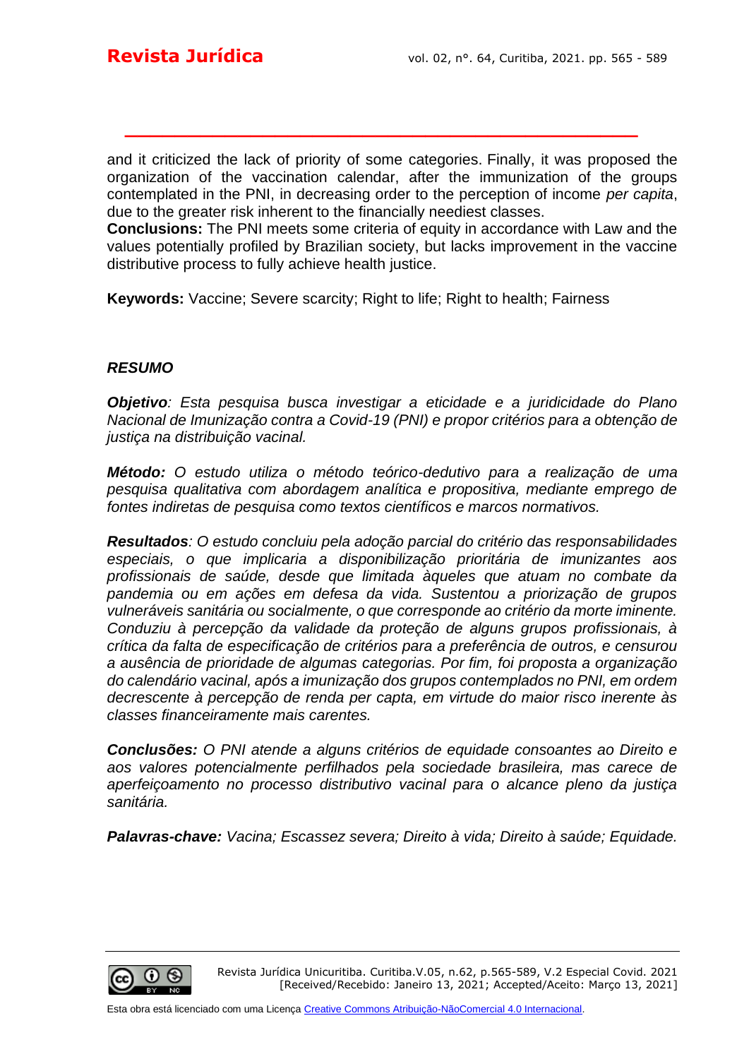and it criticized the lack of priority of some categories. Finally, it was proposed the organization of the vaccination calendar, after the immunization of the groups contemplated in the PNI, in decreasing order to the perception of income *per capita*, due to the greater risk inherent to the financially neediest classes.

**Conclusions:** The PNI meets some criteria of equity in accordance with Law and the values potentially profiled by Brazilian society, but lacks improvement in the vaccine distributive process to fully achieve health justice.

**Keywords:** Vaccine; Severe scarcity; Right to life; Right to health; Fairness

## *RESUMO*

***Objetivo****: Esta pesquisa busca investigar a eticidade e a juridicidade do Plano Nacional de Imunização contra a Covid-19 (PNI) e propor critérios para a obtenção de justiça na distribuição vacinal.*

***Método:*** *O estudo utiliza o método teórico-dedutivo para a realização de uma pesquisa qualitativa com abordagem analítica e propositiva, mediante emprego de fontes indiretas de pesquisa como textos científicos e marcos normativos.*

***Resultados****: O estudo concluiu pela adoção parcial do critério das responsabilidades especiais, o que implicaria a disponibilização prioritária de imunizantes aos profissionais de saúde, desde que limitada àqueles que atuam no combate da pandemia ou em ações em defesa da vida. Sustentou a priorização de grupos vulneráveis sanitária ou socialmente, o que corresponde ao critério da morte iminente. Conduziu à percepção da validade da proteção de alguns grupos profissionais, à crítica da falta de especificação de critérios para a preferência de outros, e censurou a ausência de prioridade de algumas categorias. Por fim, foi proposta a organização do calendário vacinal, após a imunização dos grupos contemplados no PNI, em ordem decrescente à percepção de renda per capta, em virtude do maior risco inerente às classes financeiramente mais carentes.*

***Conclusões:*** *O PNI atende a alguns critérios de equidade consoantes ao Direito e aos valores potencialmente perfilhados pela sociedade brasileira, mas carece de aperfeiçoamento no processo distributivo vacinal para o alcance pleno da justiça sanitária.*

***Palavras-chave:*** *Vacina; Escassez severa; Direito à vida; Direito à saúde; Equidade.*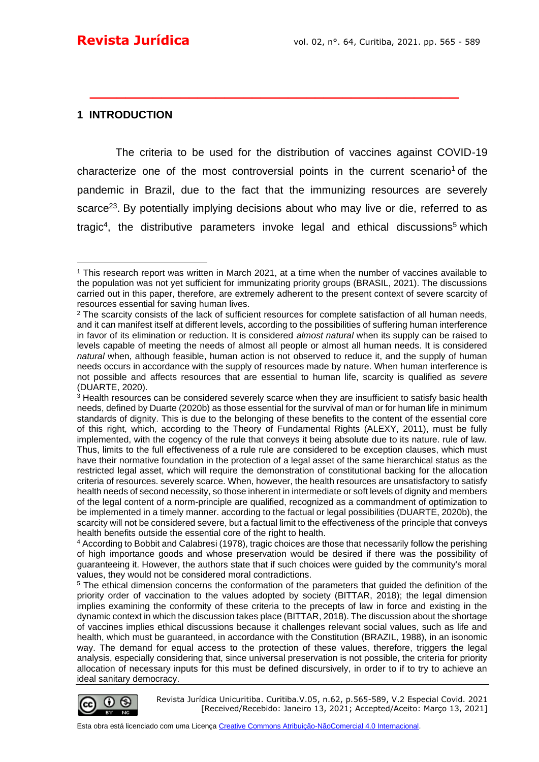## 1 INTRODUCTION

The criteria to be used for the distribution of vaccines against COVID-19 characterize one of the most controversial points in the current scenario[1] of the pandemic in Brazil, due to the fact that the immunizing resources are severely scarce[23]. By potentially implying decisions about who may live or die, referred to as tragic[4], the distributive parameters invoke legal and ethical discussions[5] which

---

[1] This research report was written in March 2021, at a time when the number of vaccines available to the population was not yet sufficient for immunizating priority groups (BRASIL, 2021). The discussions carried out in this paper, therefore, are extremely adherent to the present context of severe scarcity of resources essential for saving human lives.

[2] The scarcity consists of the lack of sufficient resources for complete satisfaction of all human needs, and it can manifest itself at different levels, according to the possibilities of suffering human interference in favor of its elimination or reduction. It is considered *almost natural* when its supply can be raised to levels capable of meeting the needs of almost all people or almost all human needs. It is considered *natural* when, although feasible, human action is not observed to reduce it, and the supply of human needs occurs in accordance with the supply of resources made by nature. When human interference is not possible and affects resources that are essential to human life, scarcity is qualified as *severe* (DUARTE, 2020).

[3] Health resources can be considered severely scarce when they are insufficient to satisfy basic health needs, defined by Duarte (2020b) as those essential for the survival of man or for human life in minimum standards of dignity. This is due to the belonging of these benefits to the content of the essential core of this right, which, according to the Theory of Fundamental Rights (ALEXY, 2011), must be fully implemented, with the cogency of the rule that conveys it being absolute due to its nature. rule of law. Thus, limits to the full effectiveness of a rule rule are considered to be exception clauses, which must have their normative foundation in the protection of a legal asset of the same hierarchical status as the restricted legal asset, which will require the demonstration of constitutional backing for the allocation criteria of resources. severely scarce. When, however, the health resources are unsatisfactory to satisfy health needs of second necessity, so those inherent in intermediate or soft levels of dignity and members of the legal content of a norm-principle are qualified, recognized as a commandment of optimization to be implemented in a timely manner. according to the factual or legal possibilities (DUARTE, 2020b), the scarcity will not be considered severe, but a factual limit to the effectiveness of the principle that conveys health benefits outside the essential core of the right to health.

[4] According to Bobbit and Calabresi (1978), tragic choices are those that necessarily follow the perishing of high importance goods and whose preservation would be desired if there was the possibility of guaranteeing it. However, the authors state that if such choices were guided by the community's moral values, they would not be considered moral contradictions.

[5] The ethical dimension concerns the conformation of the parameters that guided the definition of the priority order of vaccination to the values adopted by society (BITTAR, 2018); the legal dimension implies examining the conformity of these criteria to the precepts of law in force and existing in the dynamic context in which the discussion takes place (BITTAR, 2018). The discussion about the shortage of vaccines implies ethical discussions because it challenges relevant social values, such as life and health, which must be guaranteed, in accordance with the Constitution (BRAZIL, 1988), in an isonomic way. The demand for equal access to the protection of these values, therefore, triggers the legal analysis, especially considering that, since universal preservation is not possible, the criteria for priority allocation of necessary inputs for this must be defined discursively, in order to if to try to achieve an ideal sanitary democracy.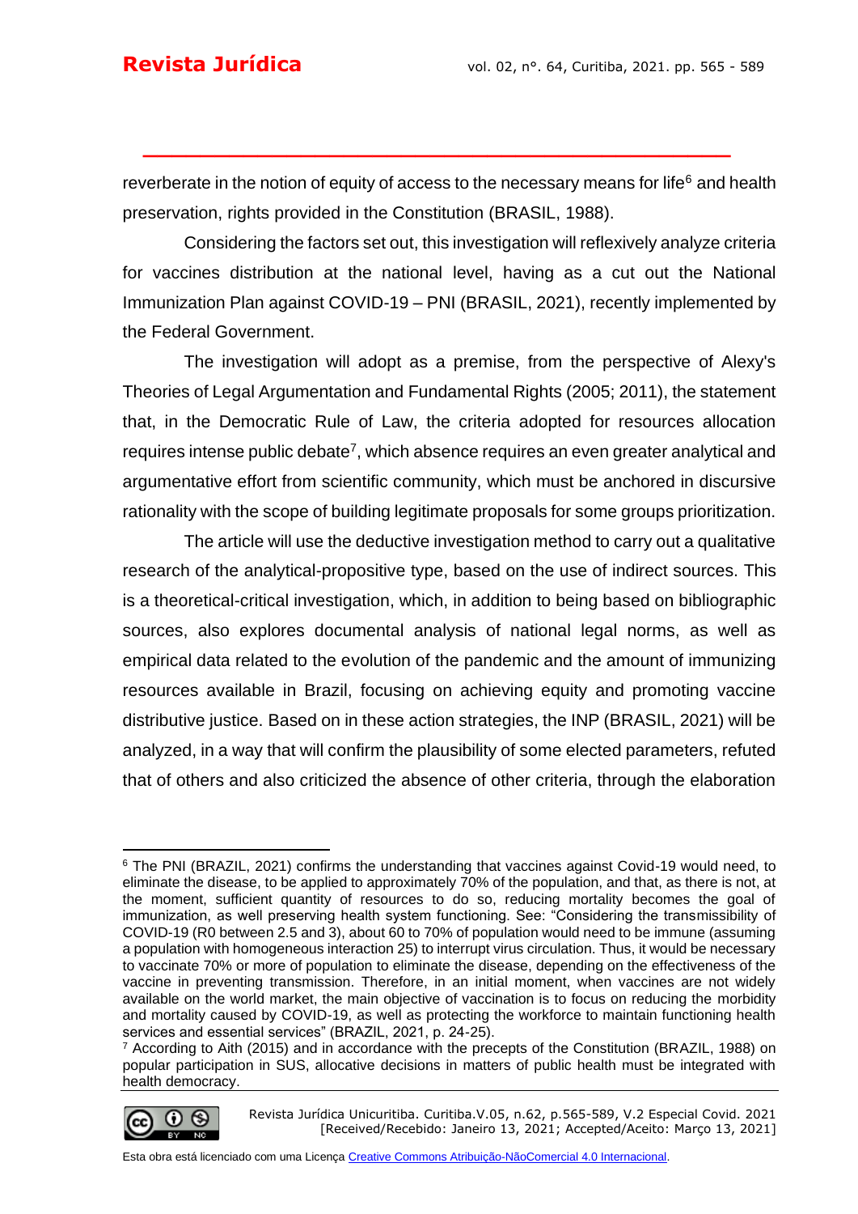reverberate in the notion of equity of access to the necessary means for life[6] and health preservation, rights provided in the Constitution (BRASIL, 1988).

Considering the factors set out, this investigation will reflexively analyze criteria for vaccines distribution at the national level, having as a cut out the National Immunization Plan against COVID-19 – PNI (BRASIL, 2021), recently implemented by the Federal Government.

The investigation will adopt as a premise, from the perspective of Alexy's Theories of Legal Argumentation and Fundamental Rights (2005; 2011), the statement that, in the Democratic Rule of Law, the criteria adopted for resources allocation requires intense public debate[7], which absence requires an even greater analytical and argumentative effort from scientific community, which must be anchored in discursive rationality with the scope of building legitimate proposals for some groups prioritization.

The article will use the deductive investigation method to carry out a qualitative research of the analytical-propositive type, based on the use of indirect sources. This is a theoretical-critical investigation, which, in addition to being based on bibliographic sources, also explores documental analysis of national legal norms, as well as empirical data related to the evolution of the pandemic and the amount of immunizing resources available in Brazil, focusing on achieving equity and promoting vaccine distributive justice. Based on in these action strategies, the INP (BRASIL, 2021) will be analyzed, in a way that will confirm the plausibility of some elected parameters, refuted that of others and also criticized the absence of other criteria, through the elaboration

---

[6] The PNI (BRAZIL, 2021) confirms the understanding that vaccines against Covid-19 would need, to eliminate the disease, to be applied to approximately 70% of the population, and that, as there is not, at the moment, sufficient quantity of resources to do so, reducing mortality becomes the goal of immunization, as well preserving health system functioning. See: "Considering the transmissibility of COVID-19 (R0 between 2.5 and 3), about 60 to 70% of population would need to be immune (assuming a population with homogeneous interaction 25) to interrupt virus circulation. Thus, it would be necessary to vaccinate 70% or more of population to eliminate the disease, depending on the effectiveness of the vaccine in preventing transmission. Therefore, in an initial moment, when vaccines are not widely available on the world market, the main objective of vaccination is to focus on reducing the morbidity and mortality caused by COVID-19, as well as protecting the workforce to maintain functioning health services and essential services" (BRAZIL, 2021, p. 24-25).

[7] According to Aith (2015) and in accordance with the precepts of the Constitution (BRAZIL, 1988) on popular participation in SUS, allocative decisions in matters of public health must be integrated with health democracy.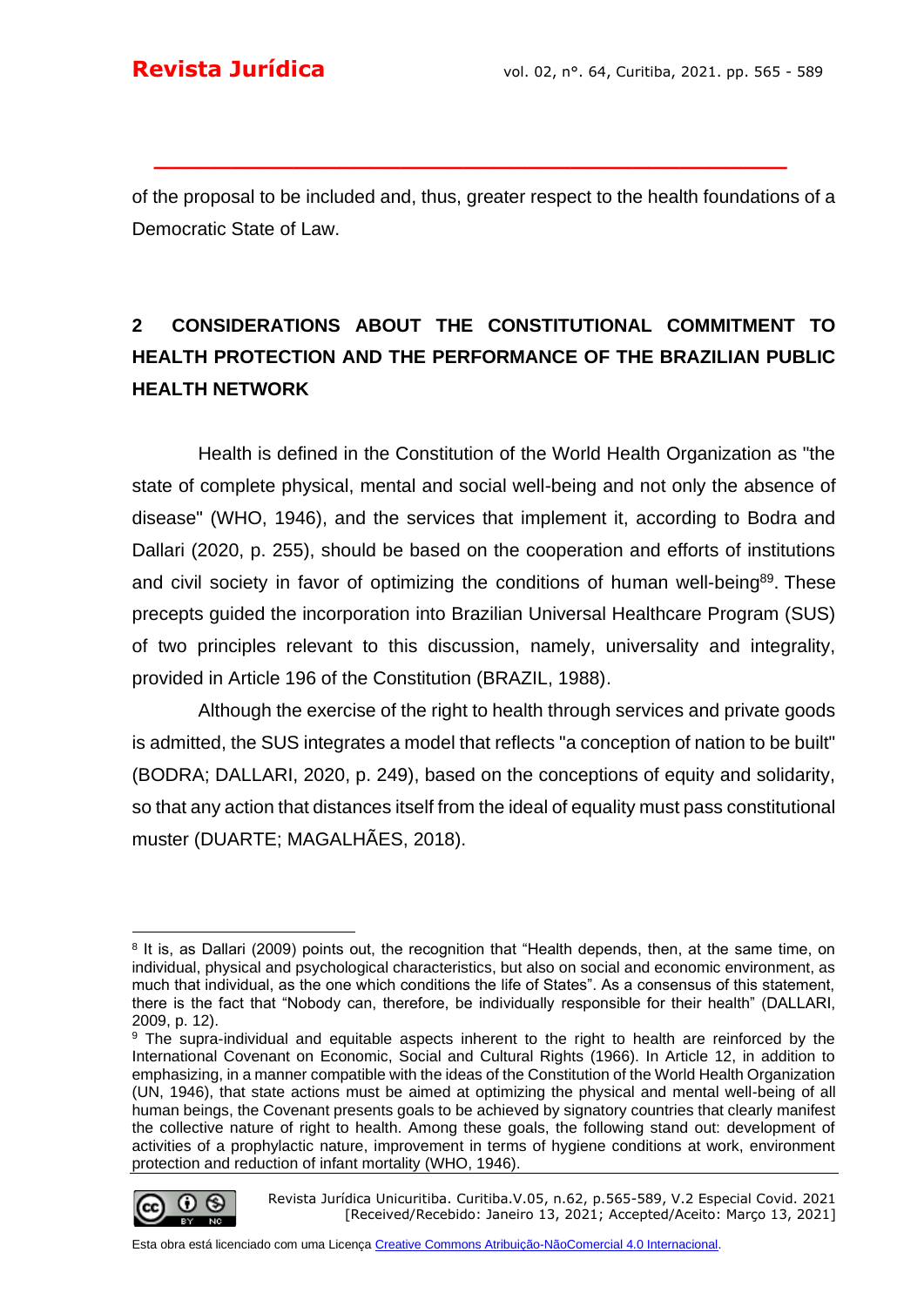of the proposal to be included and, thus, greater respect to the health foundations of a Democratic State of Law.

## 2 CONSIDERATIONS ABOUT THE CONSTITUTIONAL COMMITMENT TO HEALTH PROTECTION AND THE PERFORMANCE OF THE BRAZILIAN PUBLIC HEALTH NETWORK

Health is defined in the Constitution of the World Health Organization as "the state of complete physical, mental and social well-being and not only the absence of disease" (WHO, 1946), and the services that implement it, according to Bodra and Dallari (2020, p. 255), should be based on the cooperation and efforts of institutions and civil society in favor of optimizing the conditions of human well-being[8][9]. These precepts guided the incorporation into Brazilian Universal Healthcare Program (SUS) of two principles relevant to this discussion, namely, universality and integrality, provided in Article 196 of the Constitution (BRAZIL, 1988).

Although the exercise of the right to health through services and private goods is admitted, the SUS integrates a model that reflects "a conception of nation to be built" (BODRA; DALLARI, 2020, p. 249), based on the conceptions of equity and solidarity, so that any action that distances itself from the ideal of equality must pass constitutional muster (DUARTE; MAGALHÃES, 2018).

[8] It is, as Dallari (2009) points out, the recognition that "Health depends, then, at the same time, on individual, physical and psychological characteristics, but also on social and economic environment, as much that individual, as the one which conditions the life of States". As a consensus of this statement, there is the fact that "Nobody can, therefore, be individually responsible for their health" (DALLARI, 2009, p. 12).

[9] The supra-individual and equitable aspects inherent to the right to health are reinforced by the International Covenant on Economic, Social and Cultural Rights (1966). In Article 12, in addition to emphasizing, in a manner compatible with the ideas of the Constitution of the World Health Organization (UN, 1946), that state actions must be aimed at optimizing the physical and mental well-being of all human beings, the Covenant presents goals to be achieved by signatory countries that clearly manifest the collective nature of right to health. Among these goals, the following stand out: development of activities of a prophylactic nature, improvement in terms of hygiene conditions at work, environment protection and reduction of infant mortality (WHO, 1946).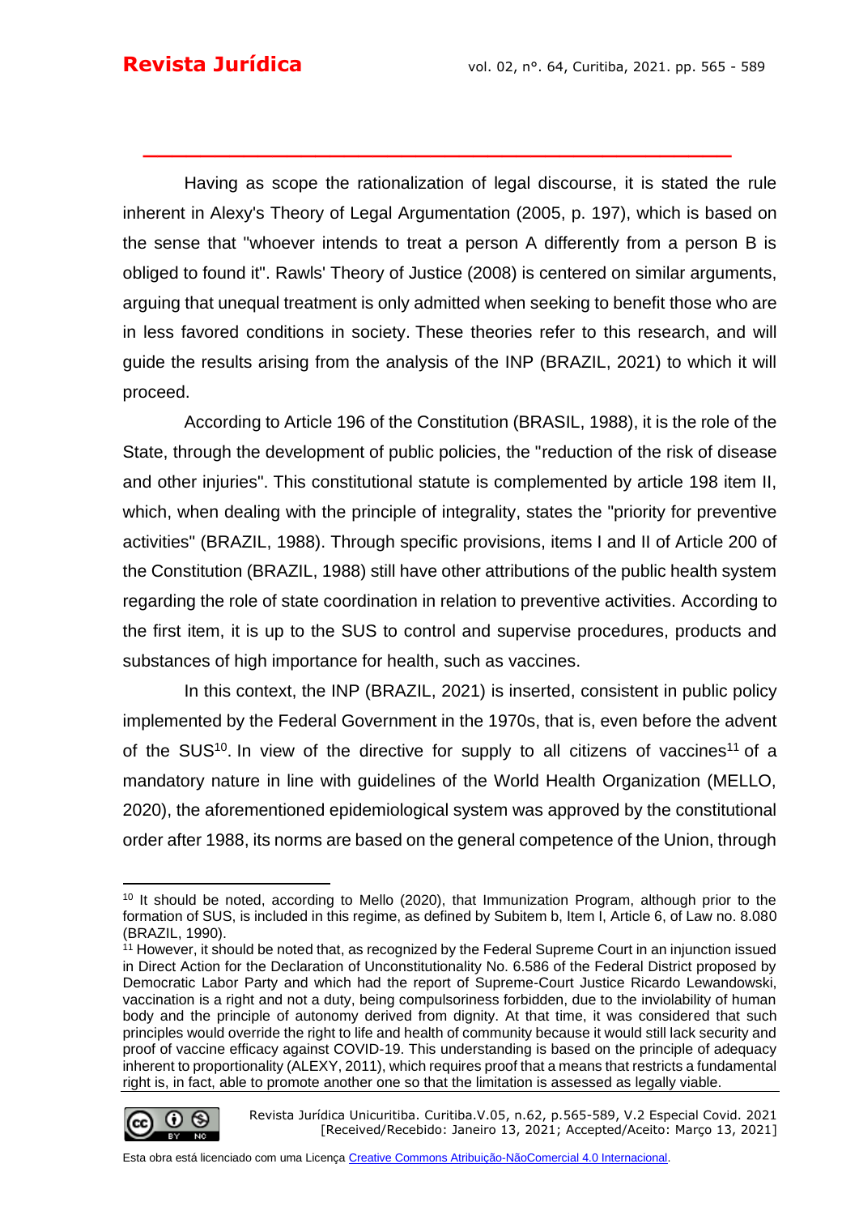Having as scope the rationalization of legal discourse, it is stated the rule inherent in Alexy's Theory of Legal Argumentation (2005, p. 197), which is based on the sense that "whoever intends to treat a person A differently from a person B is obliged to found it". Rawls' Theory of Justice (2008) is centered on similar arguments, arguing that unequal treatment is only admitted when seeking to benefit those who are in less favored conditions in society. These theories refer to this research, and will guide the results arising from the analysis of the INP (BRAZIL, 2021) to which it will proceed.

According to Article 196 of the Constitution (BRASIL, 1988), it is the role of the State, through the development of public policies, the "reduction of the risk of disease and other injuries". This constitutional statute is complemented by article 198 item II, which, when dealing with the principle of integrality, states the "priority for preventive activities" (BRAZIL, 1988). Through specific provisions, items I and II of Article 200 of the Constitution (BRAZIL, 1988) still have other attributions of the public health system regarding the role of state coordination in relation to preventive activities. According to the first item, it is up to the SUS to control and supervise procedures, products and substances of high importance for health, such as vaccines.

In this context, the INP (BRAZIL, 2021) is inserted, consistent in public policy implemented by the Federal Government in the 1970s, that is, even before the advent of the SUS[10]. In view of the directive for supply to all citizens of vaccines[11] of a mandatory nature in line with guidelines of the World Health Organization (MELLO, 2020), the aforementioned epidemiological system was approved by the constitutional order after 1988, its norms are based on the general competence of the Union, through

---

[10] It should be noted, according to Mello (2020), that Immunization Program, although prior to the formation of SUS, is included in this regime, as defined by Subitem b, Item I, Article 6, of Law no. 8.080 (BRAZIL, 1990).

[11] However, it should be noted that, as recognized by the Federal Supreme Court in an injunction issued in Direct Action for the Declaration of Unconstitutionality No. 6.586 of the Federal District proposed by Democratic Labor Party and which had the report of Supreme-Court Justice Ricardo Lewandowski, vaccination is a right and not a duty, being compulsoriness forbidden, due to the inviolability of human body and the principle of autonomy derived from dignity. At that time, it was considered that such principles would override the right to life and health of community because it would still lack security and proof of vaccine efficacy against COVID-19. This understanding is based on the principle of adequacy inherent to proportionality (ALEXY, 2011), which requires proof that a means that restricts a fundamental right is, in fact, able to promote another one so that the limitation is assessed as legally viable.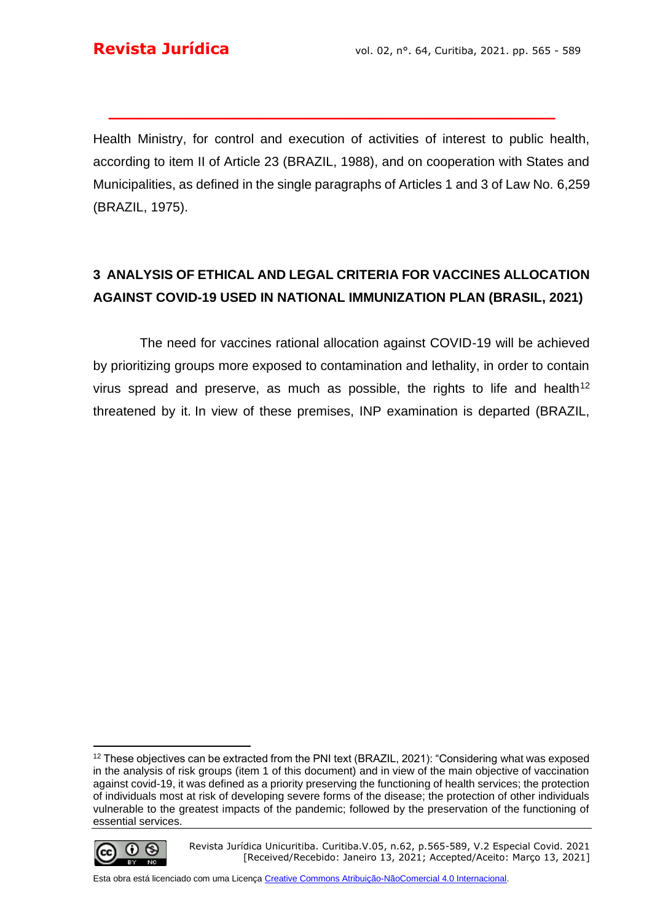Health Ministry, for control and execution of activities of interest to public health, according to item II of Article 23 (BRAZIL, 1988), and on cooperation with States and Municipalities, as defined in the single paragraphs of Articles 1 and 3 of Law No. 6,259 (BRAZIL, 1975).

## 3 ANALYSIS OF ETHICAL AND LEGAL CRITERIA FOR VACCINES ALLOCATION AGAINST COVID-19 USED IN NATIONAL IMMUNIZATION PLAN (BRASIL, 2021)

The need for vaccines rational allocation against COVID-19 will be achieved by prioritizing groups more exposed to contamination and lethality, in order to contain virus spread and preserve, as much as possible, the rights to life and health[12] threatened by it. In view of these premises, INP examination is departed (BRAZIL,

---

[12] These objectives can be extracted from the PNI text (BRAZIL, 2021): "Considering what was exposed in the analysis of risk groups (item 1 of this document) and in view of the main objective of vaccination against covid-19, it was defined as a priority preserving the functioning of health services; the protection of individuals most at risk of developing severe forms of the disease; the protection of other individuals vulnerable to the greatest impacts of the pandemic; followed by the preservation of the functioning of essential services.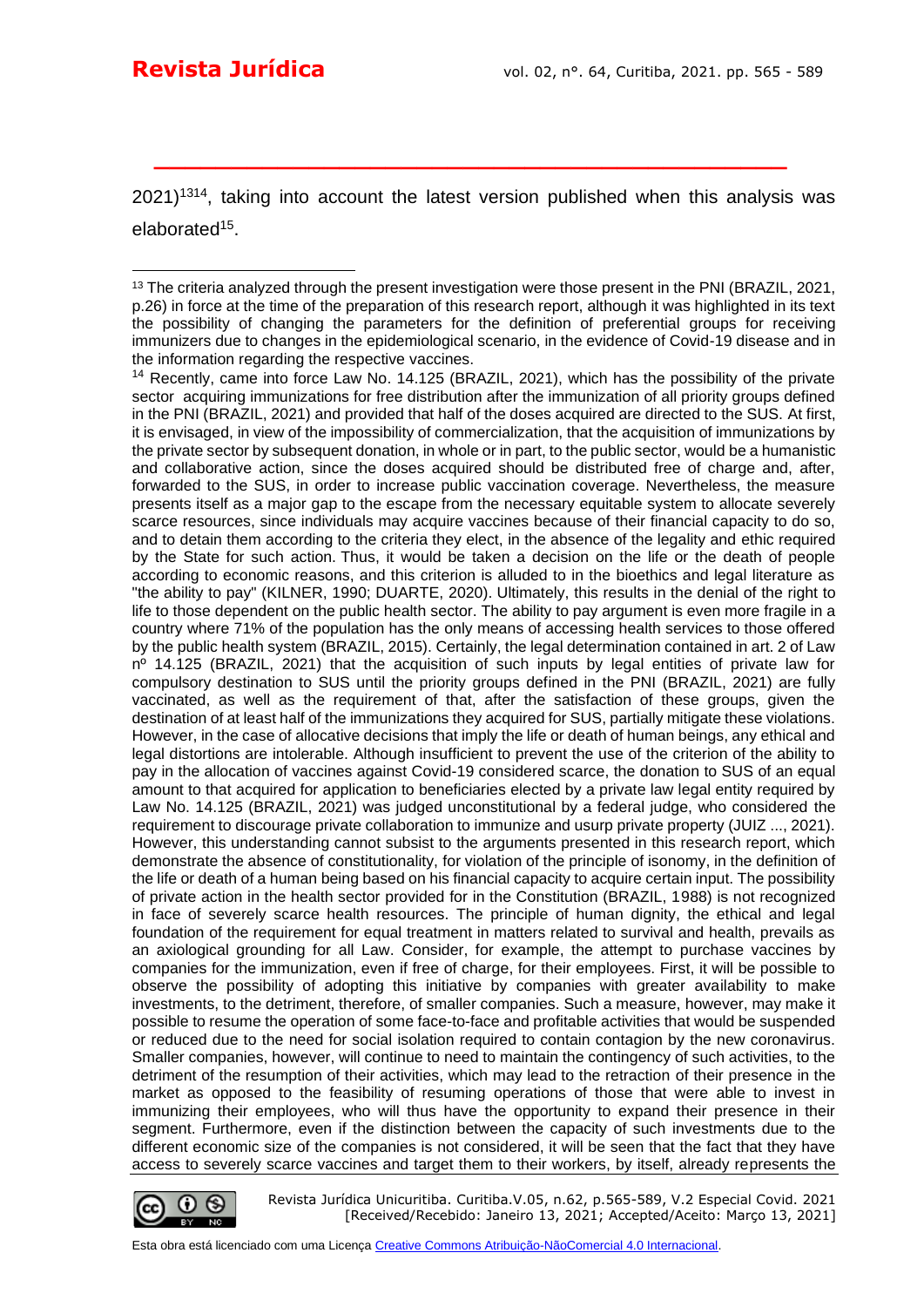2021)[13][14], taking into account the latest version published when this analysis was elaborated[15].

[13] The criteria analyzed through the present investigation were those present in the PNI (BRAZIL, 2021, p.26) in force at the time of the preparation of this research report, although it was highlighted in its text the possibility of changing the parameters for the definition of preferential groups for receiving immunizers due to changes in the epidemiological scenario, in the evidence of Covid-19 disease and in the information regarding the respective vaccines.

[14] Recently, came into force Law No. 14.125 (BRAZIL, 2021), which has the possibility of the private sector acquiring immunizations for free distribution after the immunization of all priority groups defined in the PNI (BRAZIL, 2021) and provided that half of the doses acquired are directed to the SUS. At first, it is envisaged, in view of the impossibility of commercialization, that the acquisition of immunizations by the private sector by subsequent donation, in whole or in part, to the public sector, would be a humanistic and collaborative action, since the doses acquired should be distributed free of charge and, after, forwarded to the SUS, in order to increase public vaccination coverage. Nevertheless, the measure presents itself as a major gap to the escape from the necessary equitable system to allocate severely scarce resources, since individuals may acquire vaccines because of their financial capacity to do so, and to detain them according to the criteria they elect, in the absence of the legality and ethic required by the State for such action. Thus, it would be taken a decision on the life or the death of people according to economic reasons, and this criterion is alluded to in the bioethics and legal literature as "the ability to pay" (KILNER, 1990; DUARTE, 2020). Ultimately, this results in the denial of the right to life to those dependent on the public health sector. The ability to pay argument is even more fragile in a country where 71% of the population has the only means of accessing health services to those offered by the public health system (BRAZIL, 2015). Certainly, the legal determination contained in art. 2 of Law nº 14.125 (BRAZIL, 2021) that the acquisition of such inputs by legal entities of private law for compulsory destination to SUS until the priority groups defined in the PNI (BRAZIL, 2021) are fully vaccinated, as well as the requirement of that, after the satisfaction of these groups, given the destination of at least half of the immunizations they acquired for SUS, partially mitigate these violations. However, in the case of allocative decisions that imply the life or death of human beings, any ethical and legal distortions are intolerable. Although insufficient to prevent the use of the criterion of the ability to pay in the allocation of vaccines against Covid-19 considered scarce, the donation to SUS of an equal amount to that acquired for application to beneficiaries elected by a private law legal entity required by Law No. 14.125 (BRAZIL, 2021) was judged unconstitutional by a federal judge, who considered the requirement to discourage private collaboration to immunize and usurp private property (JUIZ ..., 2021). However, this understanding cannot subsist to the arguments presented in this research report, which demonstrate the absence of constitutionality, for violation of the principle of isonomy, in the definition of the life or death of a human being based on his financial capacity to acquire certain input. The possibility of private action in the health sector provided for in the Constitution (BRAZIL, 1988) is not recognized in face of severely scarce health resources. The principle of human dignity, the ethical and legal foundation of the requirement for equal treatment in matters related to survival and health, prevails as an axiological grounding for all Law. Consider, for example, the attempt to purchase vaccines by companies for the immunization, even if free of charge, for their employees. First, it will be possible to observe the possibility of adopting this initiative by companies with greater availability to make investments, to the detriment, therefore, of smaller companies. Such a measure, however, may make it possible to resume the operation of some face-to-face and profitable activities that would be suspended or reduced due to the need for social isolation required to contain contagion by the new coronavirus. Smaller companies, however, will continue to need to maintain the contingency of such activities, to the detriment of the resumption of their activities, which may lead to the retraction of their presence in the market as opposed to the feasibility of resuming operations of those that were able to invest in immunizing their employees, who will thus have the opportunity to expand their presence in their segment. Furthermore, even if the distinction between the capacity of such investments due to the different economic size of the companies is not considered, it will be seen that the fact that they have access to severely scarce vaccines and target them to their workers, by itself, already represents the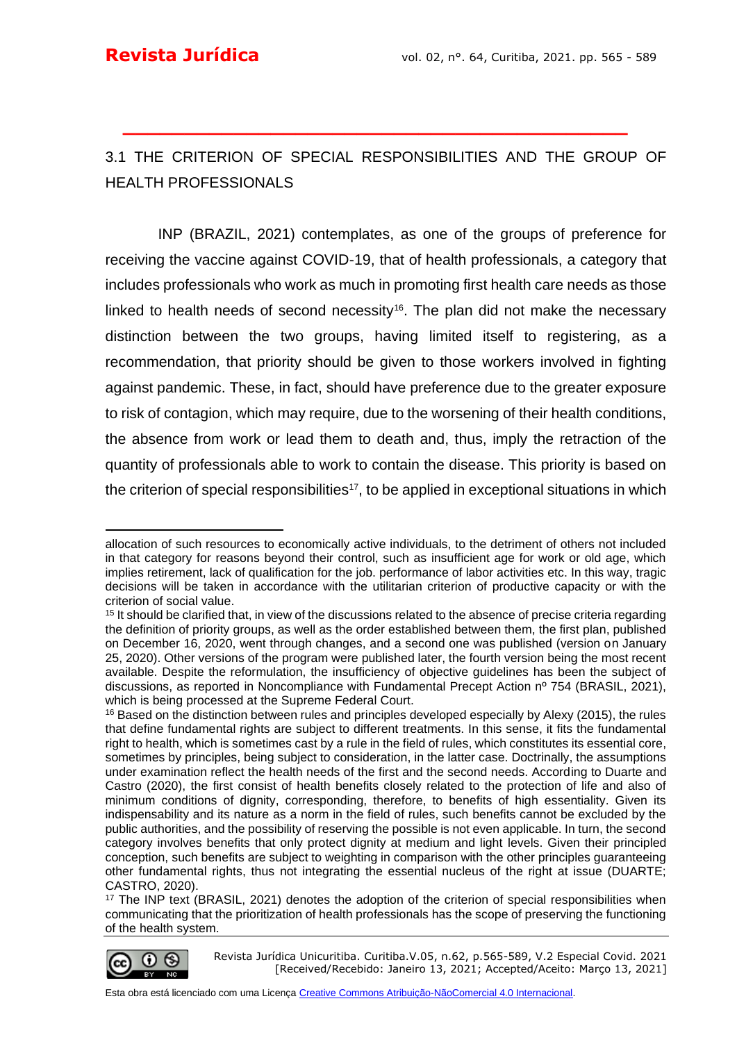## 3.1 THE CRITERION OF SPECIAL RESPONSIBILITIES AND THE GROUP OF HEALTH PROFESSIONALS

INP (BRAZIL, 2021) contemplates, as one of the groups of preference for receiving the vaccine against COVID-19, that of health professionals, a category that includes professionals who work as much in promoting first health care needs as those linked to health needs of second necessity[16]. The plan did not make the necessary distinction between the two groups, having limited itself to registering, as a recommendation, that priority should be given to those workers involved in fighting against pandemic. These, in fact, should have preference due to the greater exposure to risk of contagion, which may require, due to the worsening of their health conditions, the absence from work or lead them to death and, thus, imply the retraction of the quantity of professionals able to work to contain the disease. This priority is based on the criterion of special responsibilities[17], to be applied in exceptional situations in which

---

allocation of such resources to economically active individuals, to the detriment of others not included in that category for reasons beyond their control, such as insufficient age for work or old age, which implies retirement, lack of qualification for the job. performance of labor activities etc. In this way, tragic decisions will be taken in accordance with the utilitarian criterion of productive capacity or with the criterion of social value.

[15] It should be clarified that, in view of the discussions related to the absence of precise criteria regarding the definition of priority groups, as well as the order established between them, the first plan, published on December 16, 2020, went through changes, and a second one was published (version on January 25, 2020). Other versions of the program were published later, the fourth version being the most recent available. Despite the reformulation, the insufficiency of objective guidelines has been the subject of discussions, as reported in Noncompliance with Fundamental Precept Action nº 754 (BRASIL, 2021), which is being processed at the Supreme Federal Court.

[16] Based on the distinction between rules and principles developed especially by Alexy (2015), the rules that define fundamental rights are subject to different treatments. In this sense, it fits the fundamental right to health, which is sometimes cast by a rule in the field of rules, which constitutes its essential core, sometimes by principles, being subject to consideration, in the latter case. Doctrinally, the assumptions under examination reflect the health needs of the first and the second needs. According to Duarte and Castro (2020), the first consist of health benefits closely related to the protection of life and also of minimum conditions of dignity, corresponding, therefore, to benefits of high essentiality. Given its indispensability and its nature as a norm in the field of rules, such benefits cannot be excluded by the public authorities, and the possibility of reserving the possible is not even applicable. In turn, the second category involves benefits that only protect dignity at medium and light levels. Given their principled conception, such benefits are subject to weighting in comparison with the other principles guaranteeing other fundamental rights, thus not integrating the essential nucleus of the right at issue (DUARTE; CASTRO, 2020).

[17] The INP text (BRASIL, 2021) denotes the adoption of the criterion of special responsibilities when communicating that the prioritization of health professionals has the scope of preserving the functioning of the health system.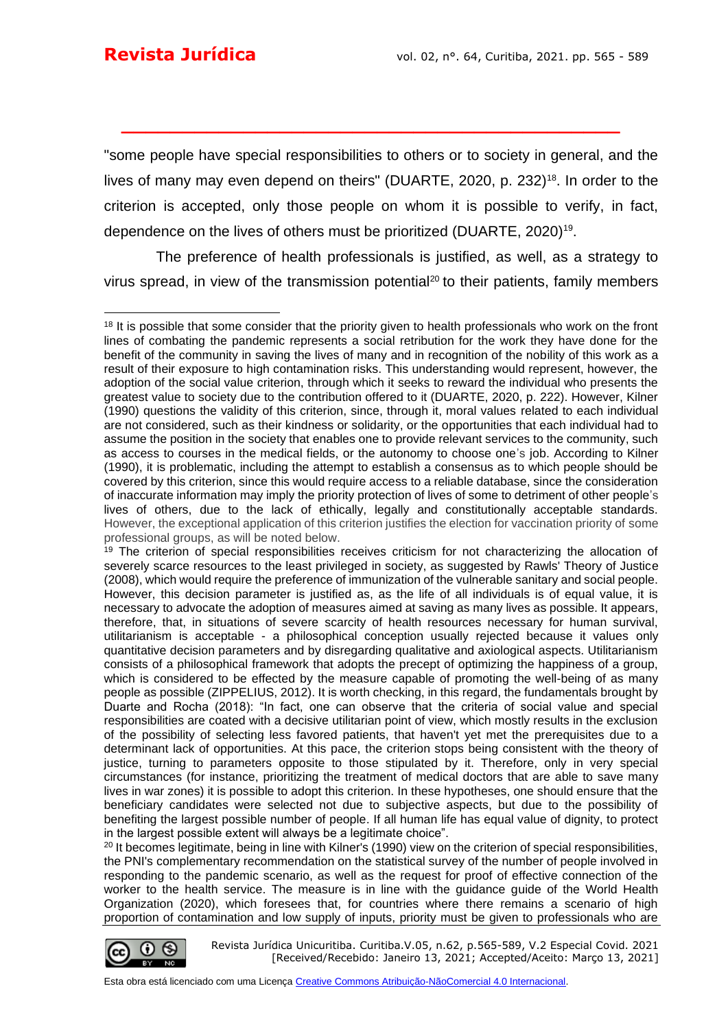"some people have special responsibilities to others or to society in general, and the lives of many may even depend on theirs" (DUARTE, 2020, p. 232)[18]. In order to the criterion is accepted, only those people on whom it is possible to verify, in fact, dependence on the lives of others must be prioritized (DUARTE, 2020)[19].

The preference of health professionals is justified, as well, as a strategy to virus spread, in view of the transmission potential[20] to their patients, family members

---

[18] It is possible that some consider that the priority given to health professionals who work on the front lines of combating the pandemic represents a social retribution for the work they have done for the benefit of the community in saving the lives of many and in recognition of the nobility of this work as a result of their exposure to high contamination risks. This understanding would represent, however, the adoption of the social value criterion, through which it seeks to reward the individual who presents the greatest value to society due to the contribution offered to it (DUARTE, 2020, p. 222). However, Kilner (1990) questions the validity of this criterion, since, through it, moral values related to each individual are not considered, such as their kindness or solidarity, or the opportunities that each individual had to assume the position in the society that enables one to provide relevant services to the community, such as access to courses in the medical fields, or the autonomy to choose one's job. According to Kilner (1990), it is problematic, including the attempt to establish a consensus as to which people should be covered by this criterion, since this would require access to a reliable database, since the consideration of inaccurate information may imply the priority protection of lives of some to detriment of other people's lives of others, due to the lack of ethically, legally and constitutionally acceptable standards. However, the exceptional application of this criterion justifies the election for vaccination priority of some professional groups, as will be noted below.

[19] The criterion of special responsibilities receives criticism for not characterizing the allocation of severely scarce resources to the least privileged in society, as suggested by Rawls' Theory of Justice (2008), which would require the preference of immunization of the vulnerable sanitary and social people. However, this decision parameter is justified as, as the life of all individuals is of equal value, it is necessary to advocate the adoption of measures aimed at saving as many lives as possible. It appears, therefore, that, in situations of severe scarcity of health resources necessary for human survival, utilitarianism is acceptable - a philosophical conception usually rejected because it values only quantitative decision parameters and by disregarding qualitative and axiological aspects. Utilitarianism consists of a philosophical framework that adopts the precept of optimizing the happiness of a group, which is considered to be effected by the measure capable of promoting the well-being of as many people as possible (ZIPPELIUS, 2012). It is worth checking, in this regard, the fundamentals brought by Duarte and Rocha (2018): "In fact, one can observe that the criteria of social value and special responsibilities are coated with a decisive utilitarian point of view, which mostly results in the exclusion of the possibility of selecting less favored patients, that haven't yet met the prerequisites due to a determinant lack of opportunities. At this pace, the criterion stops being consistent with the theory of justice, turning to parameters opposite to those stipulated by it. Therefore, only in very special circumstances (for instance, prioritizing the treatment of medical doctors that are able to save many lives in war zones) it is possible to adopt this criterion. In these hypotheses, one should ensure that the beneficiary candidates were selected not due to subjective aspects, but due to the possibility of benefiting the largest possible number of people. If all human life has equal value of dignity, to protect in the largest possible extent will always be a legitimate choice".

[20] It becomes legitimate, being in line with Kilner's (1990) view on the criterion of special responsibilities, the PNI's complementary recommendation on the statistical survey of the number of people involved in responding to the pandemic scenario, as well as the request for proof of effective connection of the worker to the health service. The measure is in line with the guidance guide of the World Health Organization (2020), which foresees that, for countries where there remains a scenario of high proportion of contamination and low supply of inputs, priority must be given to professionals who are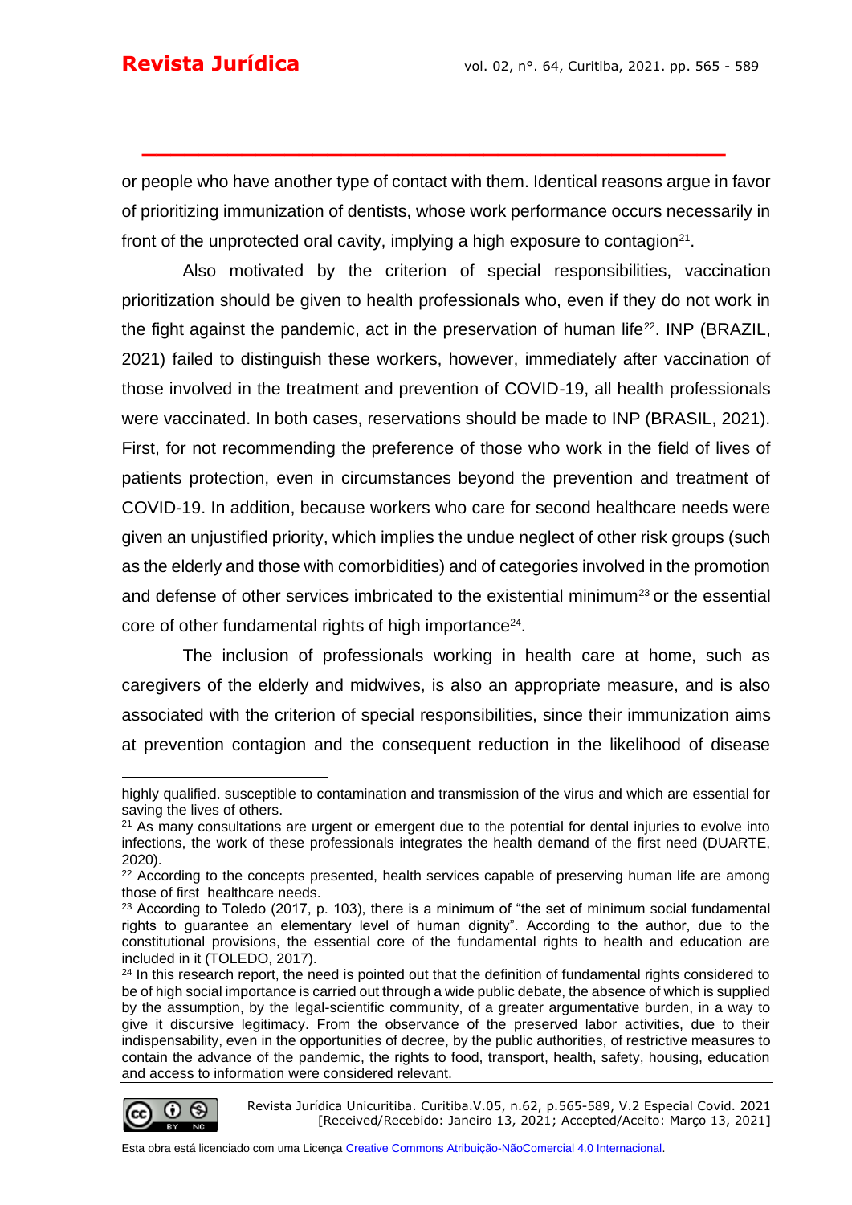or people who have another type of contact with them. Identical reasons argue in favor of prioritizing immunization of dentists, whose work performance occurs necessarily in front of the unprotected oral cavity, implying a high exposure to contagion[21].

Also motivated by the criterion of special responsibilities, vaccination prioritization should be given to health professionals who, even if they do not work in the fight against the pandemic, act in the preservation of human life[22]. INP (BRAZIL, 2021) failed to distinguish these workers, however, immediately after vaccination of those involved in the treatment and prevention of COVID-19, all health professionals were vaccinated. In both cases, reservations should be made to INP (BRASIL, 2021). First, for not recommending the preference of those who work in the field of lives of patients protection, even in circumstances beyond the prevention and treatment of COVID-19. In addition, because workers who care for second healthcare needs were given an unjustified priority, which implies the undue neglect of other risk groups (such as the elderly and those with comorbidities) and of categories involved in the promotion and defense of other services imbricated to the existential minimum[23] or the essential core of other fundamental rights of high importance[24].

The inclusion of professionals working in health care at home, such as caregivers of the elderly and midwives, is also an appropriate measure, and is also associated with the criterion of special responsibilities, since their immunization aims at prevention contagion and the consequent reduction in the likelihood of disease

---

highly qualified. susceptible to contamination and transmission of the virus and which are essential for saving the lives of others.

[21] As many consultations are urgent or emergent due to the potential for dental injuries to evolve into infections, the work of these professionals integrates the health demand of the first need (DUARTE, 2020).

[22] According to the concepts presented, health services capable of preserving human life are among those of first healthcare needs.

[23] According to Toledo (2017, p. 103), there is a minimum of "the set of minimum social fundamental rights to guarantee an elementary level of human dignity". According to the author, due to the constitutional provisions, the essential core of the fundamental rights to health and education are included in it (TOLEDO, 2017).

[24] In this research report, the need is pointed out that the definition of fundamental rights considered to be of high social importance is carried out through a wide public debate, the absence of which is supplied by the assumption, by the legal-scientific community, of a greater argumentative burden, in a way to give it discursive legitimacy. From the observance of the preserved labor activities, due to their indispensability, even in the opportunities of decree, by the public authorities, of restrictive measures to contain the advance of the pandemic, the rights to food, transport, health, safety, housing, education and access to information were considered relevant.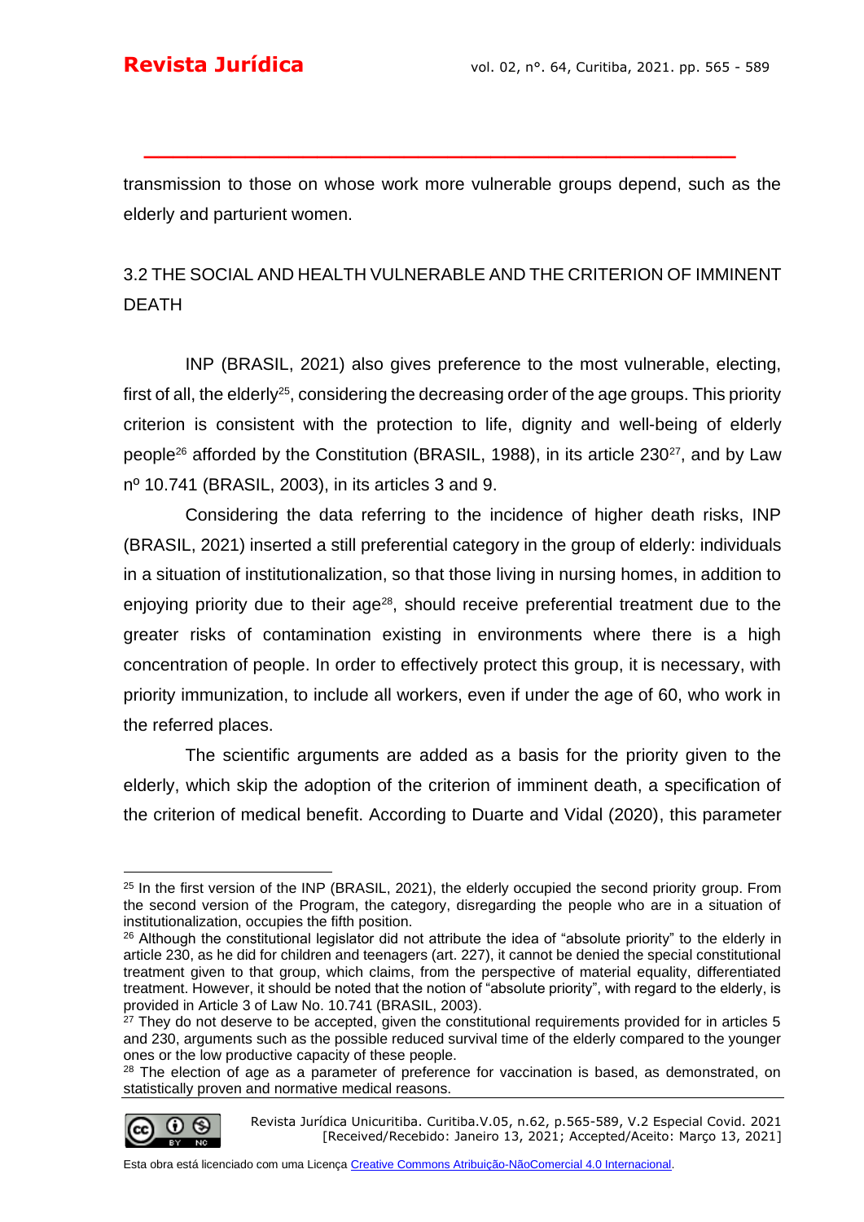transmission to those on whose work more vulnerable groups depend, such as the elderly and parturient women.

## 3.2 THE SOCIAL AND HEALTH VULNERABLE AND THE CRITERION OF IMMINENT DEATH

INP (BRASIL, 2021) also gives preference to the most vulnerable, electing, first of all, the elderly[25], considering the decreasing order of the age groups. This priority criterion is consistent with the protection to life, dignity and well-being of elderly people[26] afforded by the Constitution (BRASIL, 1988), in its article 230[27], and by Law nº 10.741 (BRASIL, 2003), in its articles 3 and 9.

Considering the data referring to the incidence of higher death risks, INP (BRASIL, 2021) inserted a still preferential category in the group of elderly: individuals in a situation of institutionalization, so that those living in nursing homes, in addition to enjoying priority due to their age[28], should receive preferential treatment due to the greater risks of contamination existing in environments where there is a high concentration of people. In order to effectively protect this group, it is necessary, with priority immunization, to include all workers, even if under the age of 60, who work in the referred places.

The scientific arguments are added as a basis for the priority given to the elderly, which skip the adoption of the criterion of imminent death, a specification of the criterion of medical benefit. According to Duarte and Vidal (2020), this parameter

---

[25] In the first version of the INP (BRASIL, 2021), the elderly occupied the second priority group. From the second version of the Program, the category, disregarding the people who are in a situation of institutionalization, occupies the fifth position.

[26] Although the constitutional legislator did not attribute the idea of "absolute priority" to the elderly in article 230, as he did for children and teenagers (art. 227), it cannot be denied the special constitutional treatment given to that group, which claims, from the perspective of material equality, differentiated treatment. However, it should be noted that the notion of "absolute priority", with regard to the elderly, is provided in Article 3 of Law No. 10.741 (BRASIL, 2003).

[27] They do not deserve to be accepted, given the constitutional requirements provided for in articles 5 and 230, arguments such as the possible reduced survival time of the elderly compared to the younger ones or the low productive capacity of these people.

[28] The election of age as a parameter of preference for vaccination is based, as demonstrated, on statistically proven and normative medical reasons.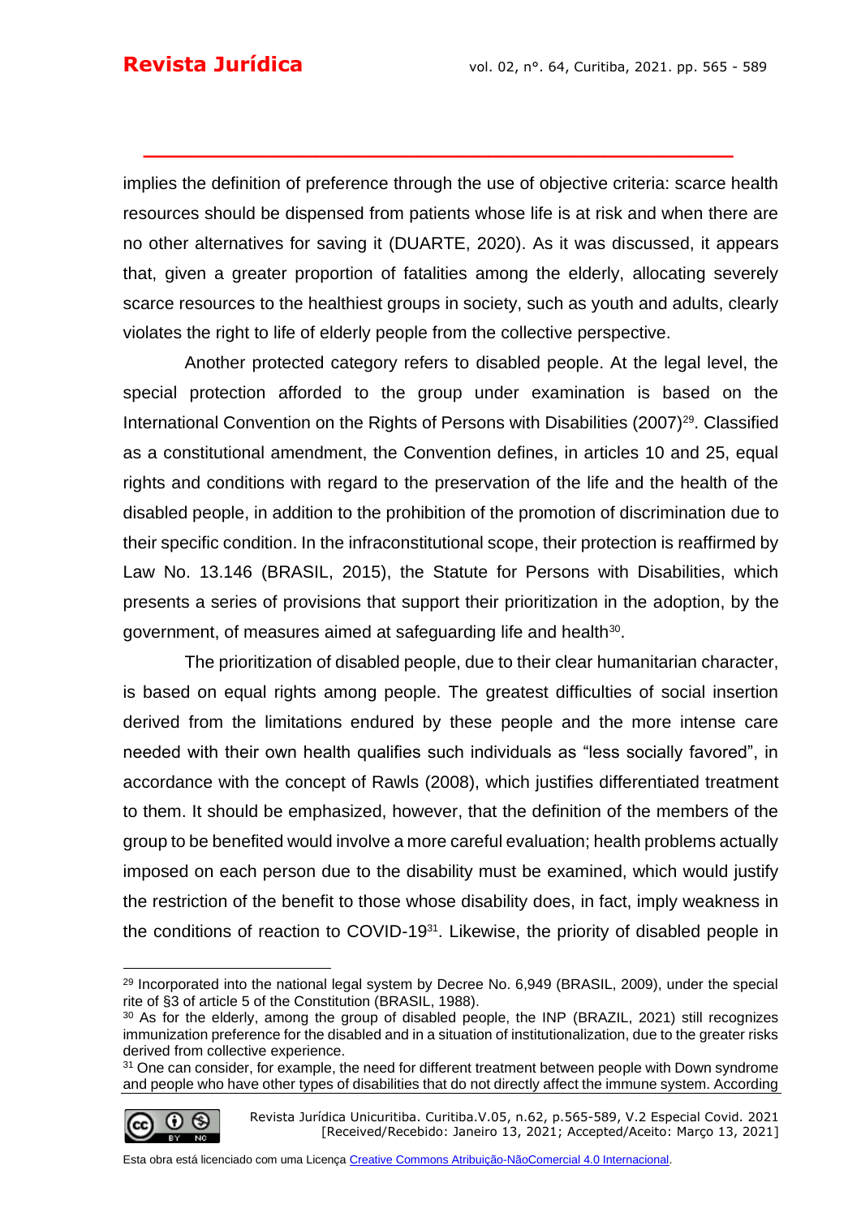implies the definition of preference through the use of objective criteria: scarce health resources should be dispensed from patients whose life is at risk and when there are no other alternatives for saving it (DUARTE, 2020). As it was discussed, it appears that, given a greater proportion of fatalities among the elderly, allocating severely scarce resources to the healthiest groups in society, such as youth and adults, clearly violates the right to life of elderly people from the collective perspective.

Another protected category refers to disabled people. At the legal level, the special protection afforded to the group under examination is based on the International Convention on the Rights of Persons with Disabilities (2007)[29]. Classified as a constitutional amendment, the Convention defines, in articles 10 and 25, equal rights and conditions with regard to the preservation of the life and the health of the disabled people, in addition to the prohibition of the promotion of discrimination due to their specific condition. In the infraconstitutional scope, their protection is reaffirmed by Law No. 13.146 (BRASIL, 2015), the Statute for Persons with Disabilities, which presents a series of provisions that support their prioritization in the adoption, by the government, of measures aimed at safeguarding life and health[30].

The prioritization of disabled people, due to their clear humanitarian character, is based on equal rights among people. The greatest difficulties of social insertion derived from the limitations endured by these people and the more intense care needed with their own health qualifies such individuals as "less socially favored", in accordance with the concept of Rawls (2008), which justifies differentiated treatment to them. It should be emphasized, however, that the definition of the members of the group to be benefited would involve a more careful evaluation; health problems actually imposed on each person due to the disability must be examined, which would justify the restriction of the benefit to those whose disability does, in fact, imply weakness in the conditions of reaction to COVID-19[31]. Likewise, the priority of disabled people in

---

[29] Incorporated into the national legal system by Decree No. 6,949 (BRASIL, 2009), under the special rite of §3 of article 5 of the Constitution (BRASIL, 1988).

[30] As for the elderly, among the group of disabled people, the INP (BRAZIL, 2021) still recognizes immunization preference for the disabled and in a situation of institutionalization, due to the greater risks derived from collective experience.

[31] One can consider, for example, the need for different treatment between people with Down syndrome and people who have other types of disabilities that do not directly affect the immune system. According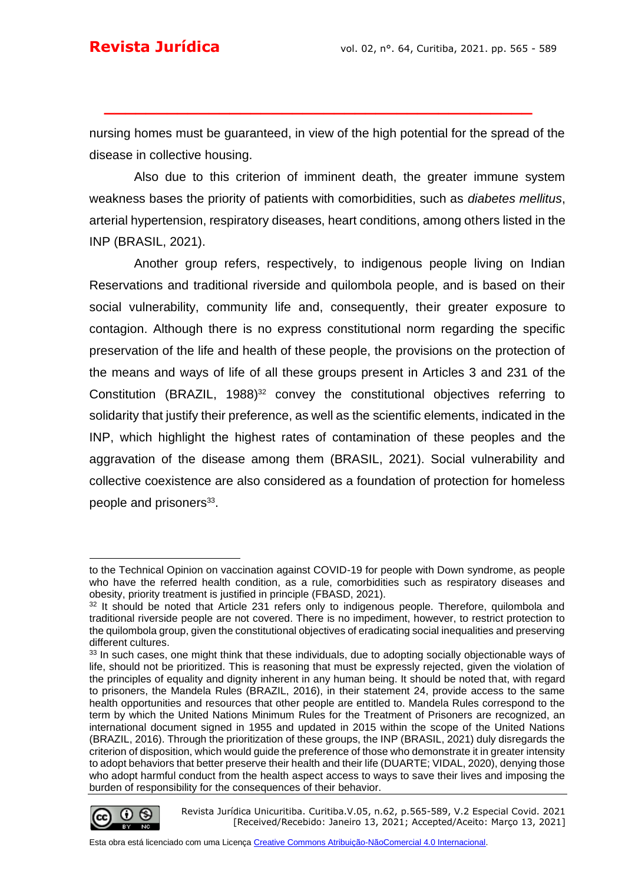nursing homes must be guaranteed, in view of the high potential for the spread of the disease in collective housing.

Also due to this criterion of imminent death, the greater immune system weakness bases the priority of patients with comorbidities, such as *diabetes mellitus*, arterial hypertension, respiratory diseases, heart conditions, among others listed in the INP (BRASIL, 2021).

Another group refers, respectively, to indigenous people living on Indian Reservations and traditional riverside and quilombola people, and is based on their social vulnerability, community life and, consequently, their greater exposure to contagion. Although there is no express constitutional norm regarding the specific preservation of the life and health of these people, the provisions on the protection of the means and ways of life of all these groups present in Articles 3 and 231 of the Constitution (BRAZIL, 1988)[32] convey the constitutional objectives referring to solidarity that justify their preference, as well as the scientific elements, indicated in the INP, which highlight the highest rates of contamination of these peoples and the aggravation of the disease among them (BRASIL, 2021). Social vulnerability and collective coexistence are also considered as a foundation of protection for homeless people and prisoners[33].

---

to the Technical Opinion on vaccination against COVID-19 for people with Down syndrome, as people who have the referred health condition, as a rule, comorbidities such as respiratory diseases and obesity, priority treatment is justified in principle (FBASD, 2021).

[32] It should be noted that Article 231 refers only to indigenous people. Therefore, quilombola and traditional riverside people are not covered. There is no impediment, however, to restrict protection to the quilombola group, given the constitutional objectives of eradicating social inequalities and preserving different cultures.

[33] In such cases, one might think that these individuals, due to adopting socially objectionable ways of life, should not be prioritized. This is reasoning that must be expressly rejected, given the violation of the principles of equality and dignity inherent in any human being. It should be noted that, with regard to prisoners, the Mandela Rules (BRAZIL, 2016), in their statement 24, provide access to the same health opportunities and resources that other people are entitled to. Mandela Rules correspond to the term by which the United Nations Minimum Rules for the Treatment of Prisoners are recognized, an international document signed in 1955 and updated in 2015 within the scope of the United Nations (BRAZIL, 2016). Through the prioritization of these groups, the INP (BRASIL, 2021) duly disregards the criterion of disposition, which would guide the preference of those who demonstrate it in greater intensity to adopt behaviors that better preserve their health and their life (DUARTE; VIDAL, 2020), denying those who adopt harmful conduct from the health aspect access to ways to save their lives and imposing the burden of responsibility for the consequences of their behavior.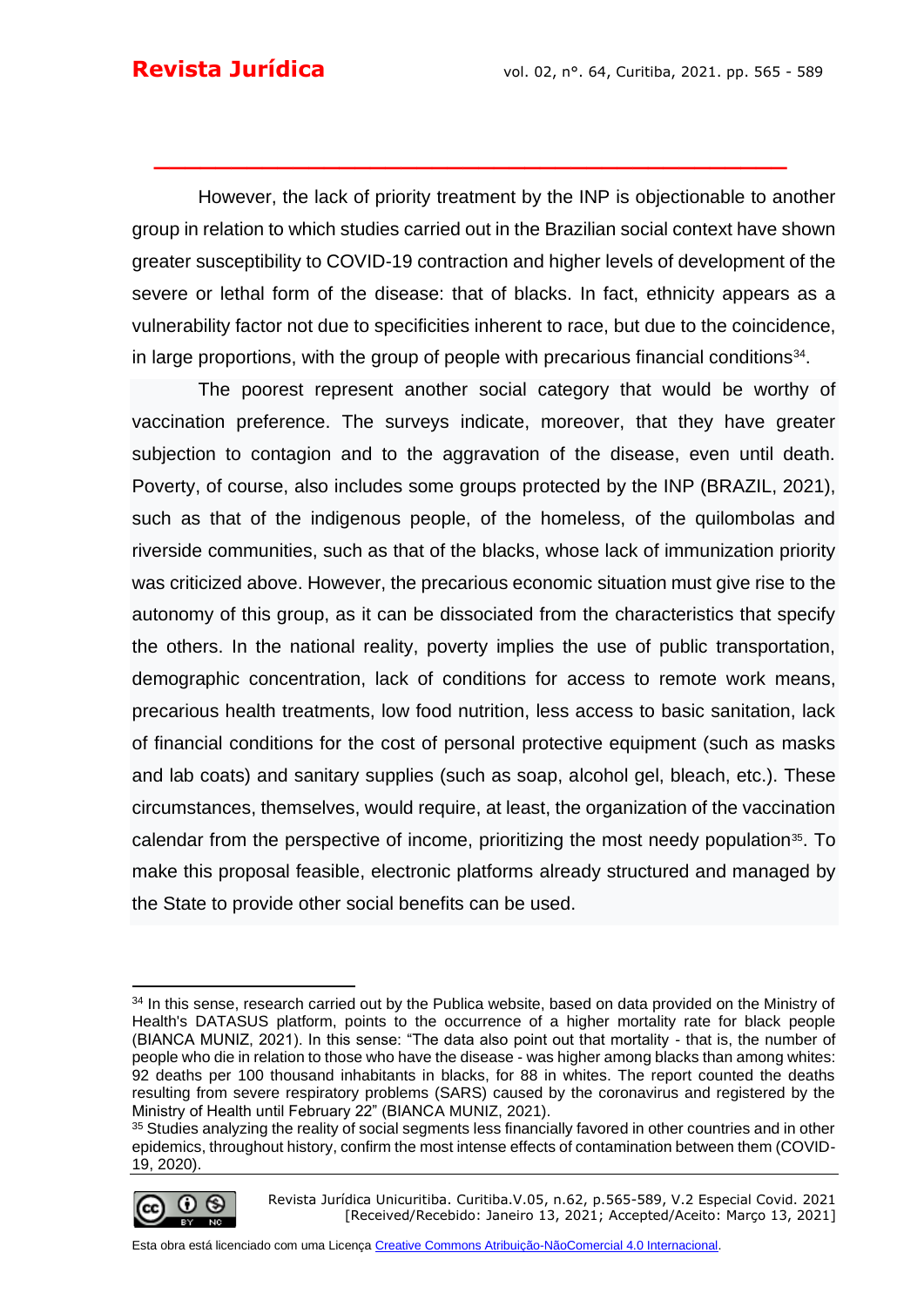However, the lack of priority treatment by the INP is objectionable to another group in relation to which studies carried out in the Brazilian social context have shown greater susceptibility to COVID-19 contraction and higher levels of development of the severe or lethal form of the disease: that of blacks. In fact, ethnicity appears as a vulnerability factor not due to specificities inherent to race, but due to the coincidence, in large proportions, with the group of people with precarious financial conditions[34].

The poorest represent another social category that would be worthy of vaccination preference. The surveys indicate, moreover, that they have greater subjection to contagion and to the aggravation of the disease, even until death. Poverty, of course, also includes some groups protected by the INP (BRAZIL, 2021), such as that of the indigenous people, of the homeless, of the quilombolas and riverside communities, such as that of the blacks, whose lack of immunization priority was criticized above. However, the precarious economic situation must give rise to the autonomy of this group, as it can be dissociated from the characteristics that specify the others. In the national reality, poverty implies the use of public transportation, demographic concentration, lack of conditions for access to remote work means, precarious health treatments, low food nutrition, less access to basic sanitation, lack of financial conditions for the cost of personal protective equipment (such as masks and lab coats) and sanitary supplies (such as soap, alcohol gel, bleach, etc.). These circumstances, themselves, would require, at least, the organization of the vaccination calendar from the perspective of income, prioritizing the most needy population[35]. To make this proposal feasible, electronic platforms already structured and managed by the State to provide other social benefits can be used.

---

[34] In this sense, research carried out by the Publica website, based on data provided on the Ministry of Health's DATASUS platform, points to the occurrence of a higher mortality rate for black people (BIANCA MUNIZ, 2021). In this sense: "The data also point out that mortality - that is, the number of people who die in relation to those who have the disease - was higher among blacks than among whites: 92 deaths per 100 thousand inhabitants in blacks, for 88 in whites. The report counted the deaths resulting from severe respiratory problems (SARS) caused by the coronavirus and registered by the Ministry of Health until February 22" (BIANCA MUNIZ, 2021).

[35] Studies analyzing the reality of social segments less financially favored in other countries and in other epidemics, throughout history, confirm the most intense effects of contamination between them (COVID-19, 2020).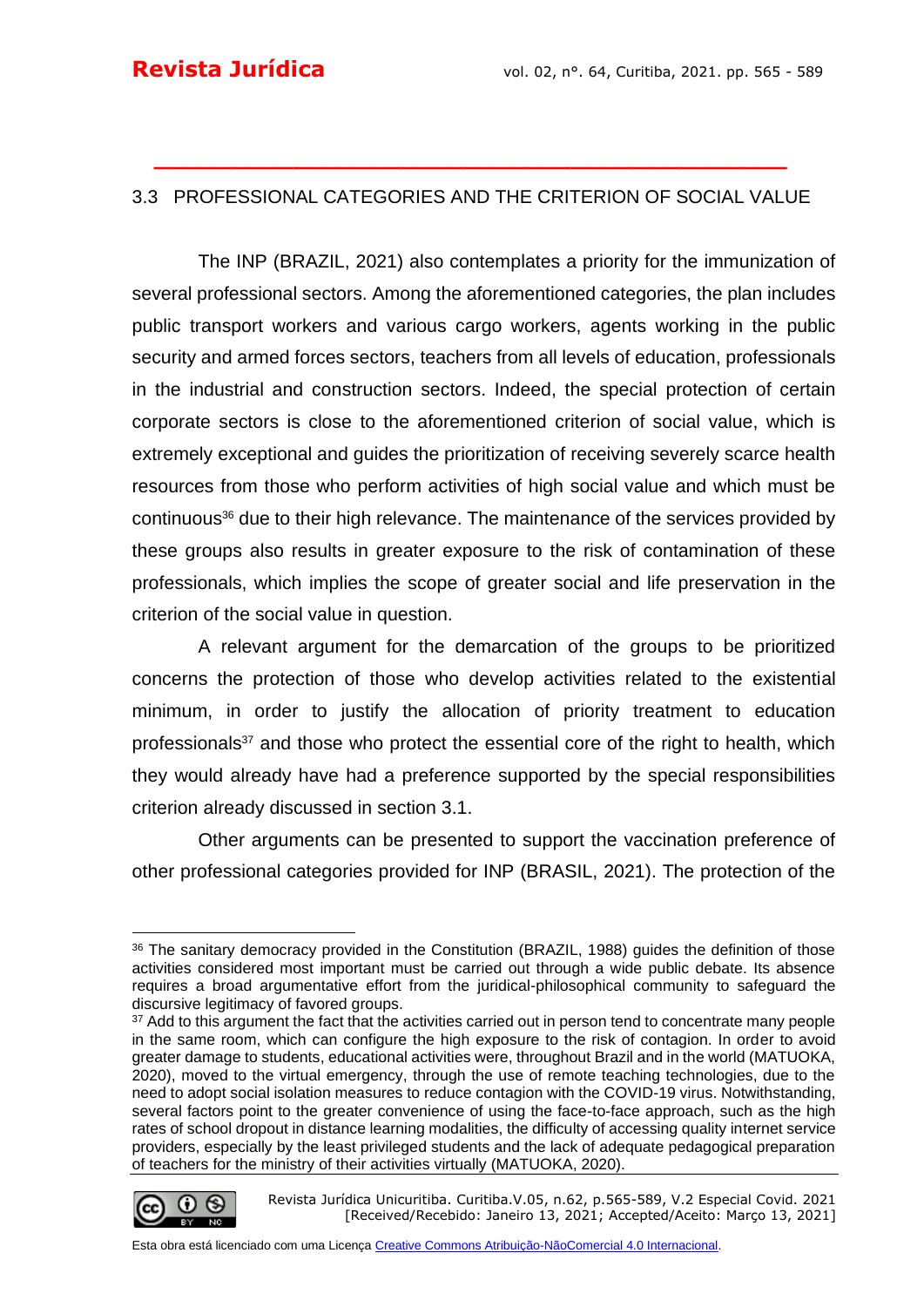## 3.3 PROFESSIONAL CATEGORIES AND THE CRITERION OF SOCIAL VALUE

The INP (BRAZIL, 2021) also contemplates a priority for the immunization of several professional sectors. Among the aforementioned categories, the plan includes public transport workers and various cargo workers, agents working in the public security and armed forces sectors, teachers from all levels of education, professionals in the industrial and construction sectors. Indeed, the special protection of certain corporate sectors is close to the aforementioned criterion of social value, which is extremely exceptional and guides the prioritization of receiving severely scarce health resources from those who perform activities of high social value and which must be continuous[36] due to their high relevance. The maintenance of the services provided by these groups also results in greater exposure to the risk of contamination of these professionals, which implies the scope of greater social and life preservation in the criterion of the social value in question.

A relevant argument for the demarcation of the groups to be prioritized concerns the protection of those who develop activities related to the existential minimum, in order to justify the allocation of priority treatment to education professionals[37] and those who protect the essential core of the right to health, which they would already have had a preference supported by the special responsibilities criterion already discussed in section 3.1.

Other arguments can be presented to support the vaccination preference of other professional categories provided for INP (BRASIL, 2021). The protection of the

---

[36] The sanitary democracy provided in the Constitution (BRAZIL, 1988) guides the definition of those activities considered most important must be carried out through a wide public debate. Its absence requires a broad argumentative effort from the juridical-philosophical community to safeguard the discursive legitimacy of favored groups.

[37] Add to this argument the fact that the activities carried out in person tend to concentrate many people in the same room, which can configure the high exposure to the risk of contagion. In order to avoid greater damage to students, educational activities were, throughout Brazil and in the world (MATUOKA, 2020), moved to the virtual emergency, through the use of remote teaching technologies, due to the need to adopt social isolation measures to reduce contagion with the COVID-19 virus. Notwithstanding, several factors point to the greater convenience of using the face-to-face approach, such as the high rates of school dropout in distance learning modalities, the difficulty of accessing quality internet service providers, especially by the least privileged students and the lack of adequate pedagogical preparation of teachers for the ministry of their activities virtually (MATUOKA, 2020).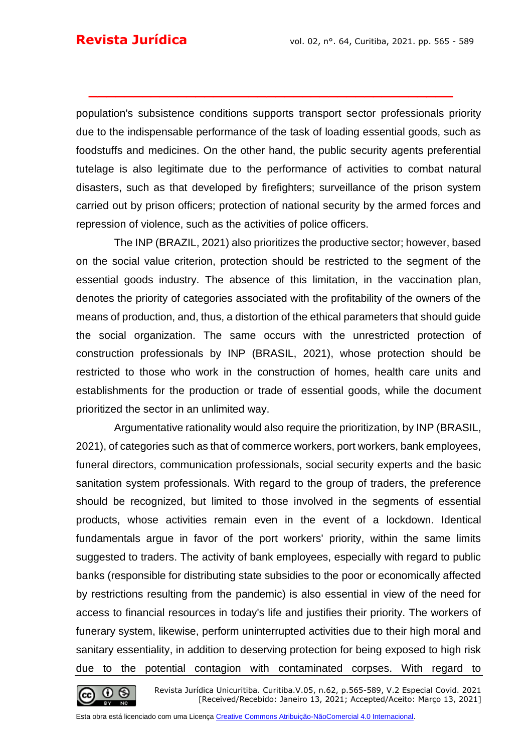population's subsistence conditions supports transport sector professionals priority due to the indispensable performance of the task of loading essential goods, such as foodstuffs and medicines. On the other hand, the public security agents preferential tutelage is also legitimate due to the performance of activities to combat natural disasters, such as that developed by firefighters; surveillance of the prison system carried out by prison officers; protection of national security by the armed forces and repression of violence, such as the activities of police officers.

The INP (BRAZIL, 2021) also prioritizes the productive sector; however, based on the social value criterion, protection should be restricted to the segment of the essential goods industry. The absence of this limitation, in the vaccination plan, denotes the priority of categories associated with the profitability of the owners of the means of production, and, thus, a distortion of the ethical parameters that should guide the social organization. The same occurs with the unrestricted protection of construction professionals by INP (BRASIL, 2021), whose protection should be restricted to those who work in the construction of homes, health care units and establishments for the production or trade of essential goods, while the document prioritized the sector in an unlimited way.

Argumentative rationality would also require the prioritization, by INP (BRASIL, 2021), of categories such as that of commerce workers, port workers, bank employees, funeral directors, communication professionals, social security experts and the basic sanitation system professionals. With regard to the group of traders, the preference should be recognized, but limited to those involved in the segments of essential products, whose activities remain even in the event of a lockdown. Identical fundamentals argue in favor of the port workers' priority, within the same limits suggested to traders. The activity of bank employees, especially with regard to public banks (responsible for distributing state subsidies to the poor or economically affected by restrictions resulting from the pandemic) is also essential in view of the need for access to financial resources in today's life and justifies their priority. The workers of funerary system, likewise, perform uninterrupted activities due to their high moral and sanitary essentiality, in addition to deserving protection for being exposed to high risk due to the potential contagion with contaminated corpses. With regard to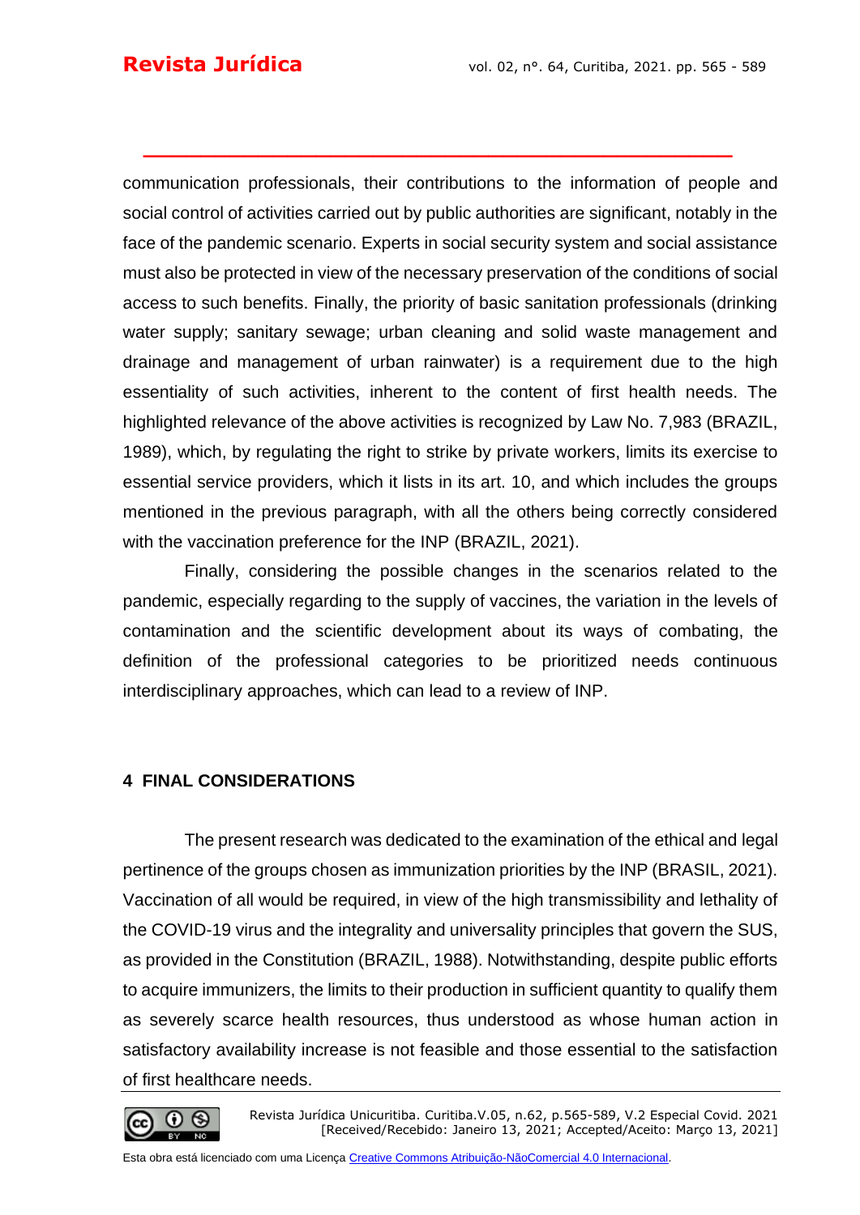communication professionals, their contributions to the information of people and social control of activities carried out by public authorities are significant, notably in the face of the pandemic scenario. Experts in social security system and social assistance must also be protected in view of the necessary preservation of the conditions of social access to such benefits. Finally, the priority of basic sanitation professionals (drinking water supply; sanitary sewage; urban cleaning and solid waste management and drainage and management of urban rainwater) is a requirement due to the high essentiality of such activities, inherent to the content of first health needs. The highlighted relevance of the above activities is recognized by Law No. 7,983 (BRAZIL, 1989), which, by regulating the right to strike by private workers, limits its exercise to essential service providers, which it lists in its art. 10, and which includes the groups mentioned in the previous paragraph, with all the others being correctly considered with the vaccination preference for the INP (BRAZIL, 2021).

Finally, considering the possible changes in the scenarios related to the pandemic, especially regarding to the supply of vaccines, the variation in the levels of contamination and the scientific development about its ways of combating, the definition of the professional categories to be prioritized needs continuous interdisciplinary approaches, which can lead to a review of INP.

## 4 FINAL CONSIDERATIONS

The present research was dedicated to the examination of the ethical and legal pertinence of the groups chosen as immunization priorities by the INP (BRASIL, 2021). Vaccination of all would be required, in view of the high transmissibility and lethality of the COVID-19 virus and the integrality and universality principles that govern the SUS, as provided in the Constitution (BRAZIL, 1988). Notwithstanding, despite public efforts to acquire immunizers, the limits to their production in sufficient quantity to qualify them as severely scarce health resources, thus understood as whose human action in satisfactory availability increase is not feasible and those essential to the satisfaction of first healthcare needs.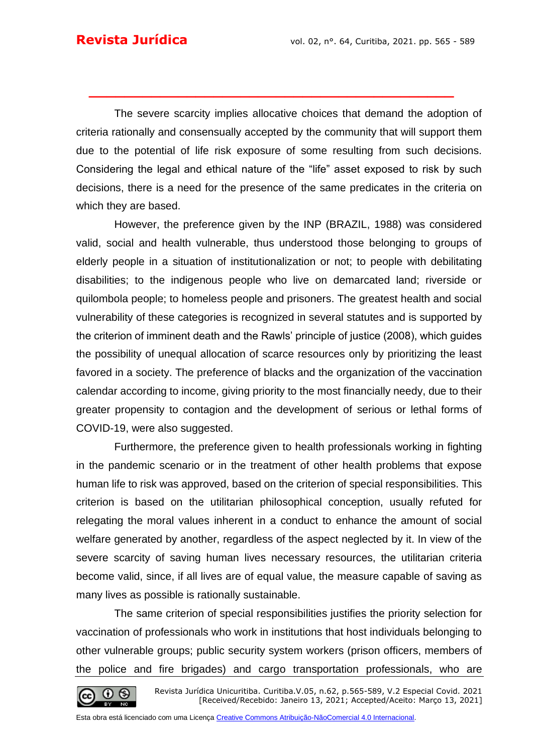The severe scarcity implies allocative choices that demand the adoption of criteria rationally and consensually accepted by the community that will support them due to the potential of life risk exposure of some resulting from such decisions. Considering the legal and ethical nature of the "life" asset exposed to risk by such decisions, there is a need for the presence of the same predicates in the criteria on which they are based.

However, the preference given by the INP (BRAZIL, 1988) was considered valid, social and health vulnerable, thus understood those belonging to groups of elderly people in a situation of institutionalization or not; to people with debilitating disabilities; to the indigenous people who live on demarcated land; riverside or quilombola people; to homeless people and prisoners. The greatest health and social vulnerability of these categories is recognized in several statutes and is supported by the criterion of imminent death and the Rawls' principle of justice (2008), which guides the possibility of unequal allocation of scarce resources only by prioritizing the least favored in a society. The preference of blacks and the organization of the vaccination calendar according to income, giving priority to the most financially needy, due to their greater propensity to contagion and the development of serious or lethal forms of COVID-19, were also suggested.

Furthermore, the preference given to health professionals working in fighting in the pandemic scenario or in the treatment of other health problems that expose human life to risk was approved, based on the criterion of special responsibilities. This criterion is based on the utilitarian philosophical conception, usually refuted for relegating the moral values inherent in a conduct to enhance the amount of social welfare generated by another, regardless of the aspect neglected by it. In view of the severe scarcity of saving human lives necessary resources, the utilitarian criteria become valid, since, if all lives are of equal value, the measure capable of saving as many lives as possible is rationally sustainable.

The same criterion of special responsibilities justifies the priority selection for vaccination of professionals who work in institutions that host individuals belonging to other vulnerable groups; public security system workers (prison officers, members of the police and fire brigades) and cargo transportation professionals, who are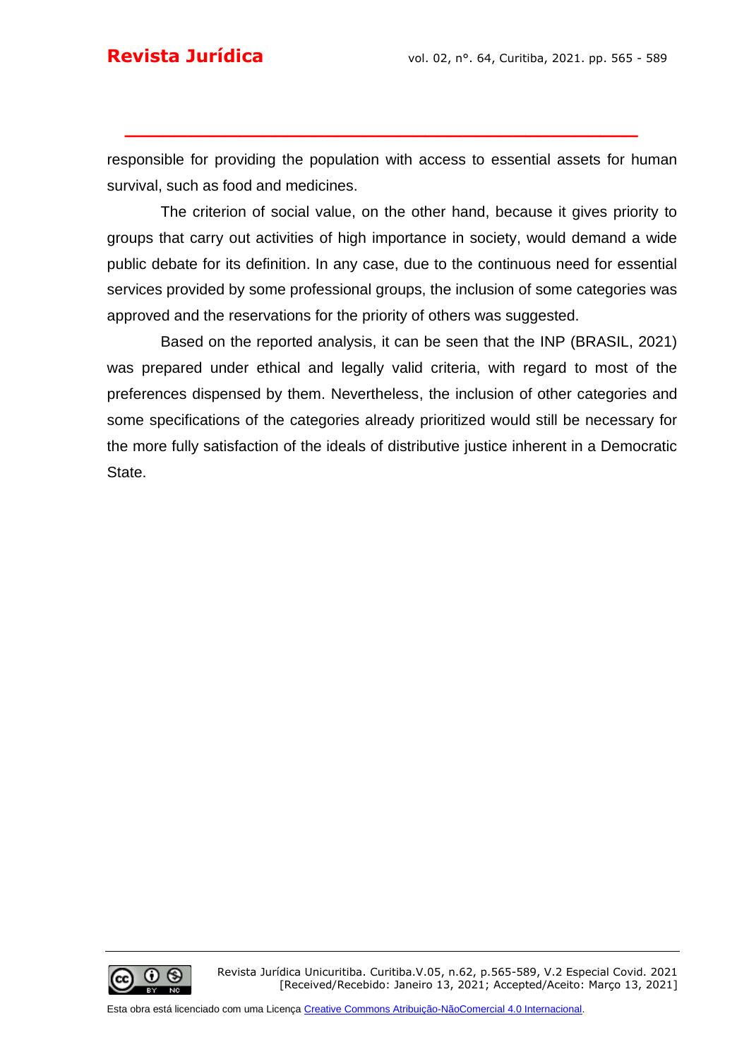responsible for providing the population with access to essential assets for human survival, such as food and medicines.

The criterion of social value, on the other hand, because it gives priority to groups that carry out activities of high importance in society, would demand a wide public debate for its definition. In any case, due to the continuous need for essential services provided by some professional groups, the inclusion of some categories was approved and the reservations for the priority of others was suggested.

Based on the reported analysis, it can be seen that the INP (BRASIL, 2021) was prepared under ethical and legally valid criteria, with regard to most of the preferences dispensed by them. Nevertheless, the inclusion of other categories and some specifications of the categories already prioritized would still be necessary for the more fully satisfaction of the ideals of distributive justice inherent in a Democratic State.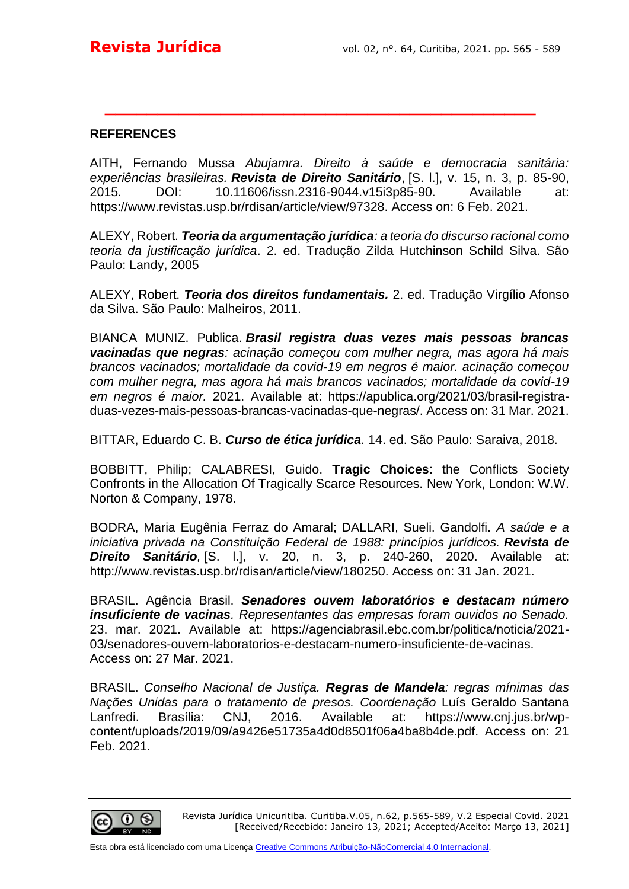## REFERENCES

AITH, Fernando Mussa *Abujamra. Direito à saúde e democracia sanitária: experiências brasileiras.* ***Revista de Direito Sanitário***, [S. l.], v. 15, n. 3, p. 85-90, 2015. DOI: 10.11606/issn.2316-9044.v15i3p85-90. Available at: https://www.revistas.usp.br/rdisan/article/view/97328. Access on: 6 Feb. 2021.

ALEXY, Robert. ***Teoria da argumentação jurídica****: a teoria do discurso racional como teoria da justificação jurídica*. 2. ed. Tradução Zilda Hutchinson Schild Silva. São Paulo: Landy, 2005

ALEXY, Robert. ***Teoria dos direitos fundamentais.*** 2. ed. Tradução Virgílio Afonso da Silva. São Paulo: Malheiros, 2011.

BIANCA MUNIZ. Publica. ***Brasil registra duas vezes mais pessoas brancas vacinadas que negras****: acinação começou com mulher negra, mas agora há mais brancos vacinados; mortalidade da covid-19 em negros é maior. acinação começou com mulher negra, mas agora há mais brancos vacinados; mortalidade da covid-19 em negros é maior.* 2021. Available at: https://apublica.org/2021/03/brasil-registra-duas-vezes-mais-pessoas-brancas-vacinadas-que-negras/. Access on: 31 Mar. 2021.

BITTAR, Eduardo C. B. ***Curso de ética jurídica****.* 14. ed. São Paulo: Saraiva, 2018.

BOBBITT, Philip; CALABRESI, Guido. **Tragic Choices**: the Conflicts Society Confronts in the Allocation Of Tragically Scarce Resources. New York, London: W.W. Norton & Company, 1978.

BODRA, Maria Eugênia Ferraz do Amaral; DALLARI, Sueli. Gandolfi. *A saúde e a iniciativa privada na Constituição Federal de 1988: princípios jurídicos.* ***Revista de Direito Sanitário****,* [S. l.], v. 20, n. 3, p. 240-260, 2020. Available at: http://www.revistas.usp.br/rdisan/article/view/180250. Access on: 31 Jan. 2021.

BRASIL. Agência Brasil. ***Senadores ouvem laboratórios e destacam número insuficiente de vacinas****. Representantes das empresas foram ouvidos no Senado.* 23. mar. 2021. Available at: https://agenciabrasil.ebc.com.br/politica/noticia/2021-03/senadores-ouvem-laboratorios-e-destacam-numero-insuficiente-de-vacinas. Access on: 27 Mar. 2021.

BRASIL. *Conselho Nacional de Justiça.* ***Regras de Mandela****: regras mínimas das Nações Unidas para o tratamento de presos. Coordenação* Luís Geraldo Santana Lanfredi. Brasília: CNJ, 2016. Available at: https://www.cnj.jus.br/wp-content/uploads/2019/09/a9426e51735a4d0d8501f06a4ba8b4de.pdf. Access on: 21 Feb. 2021.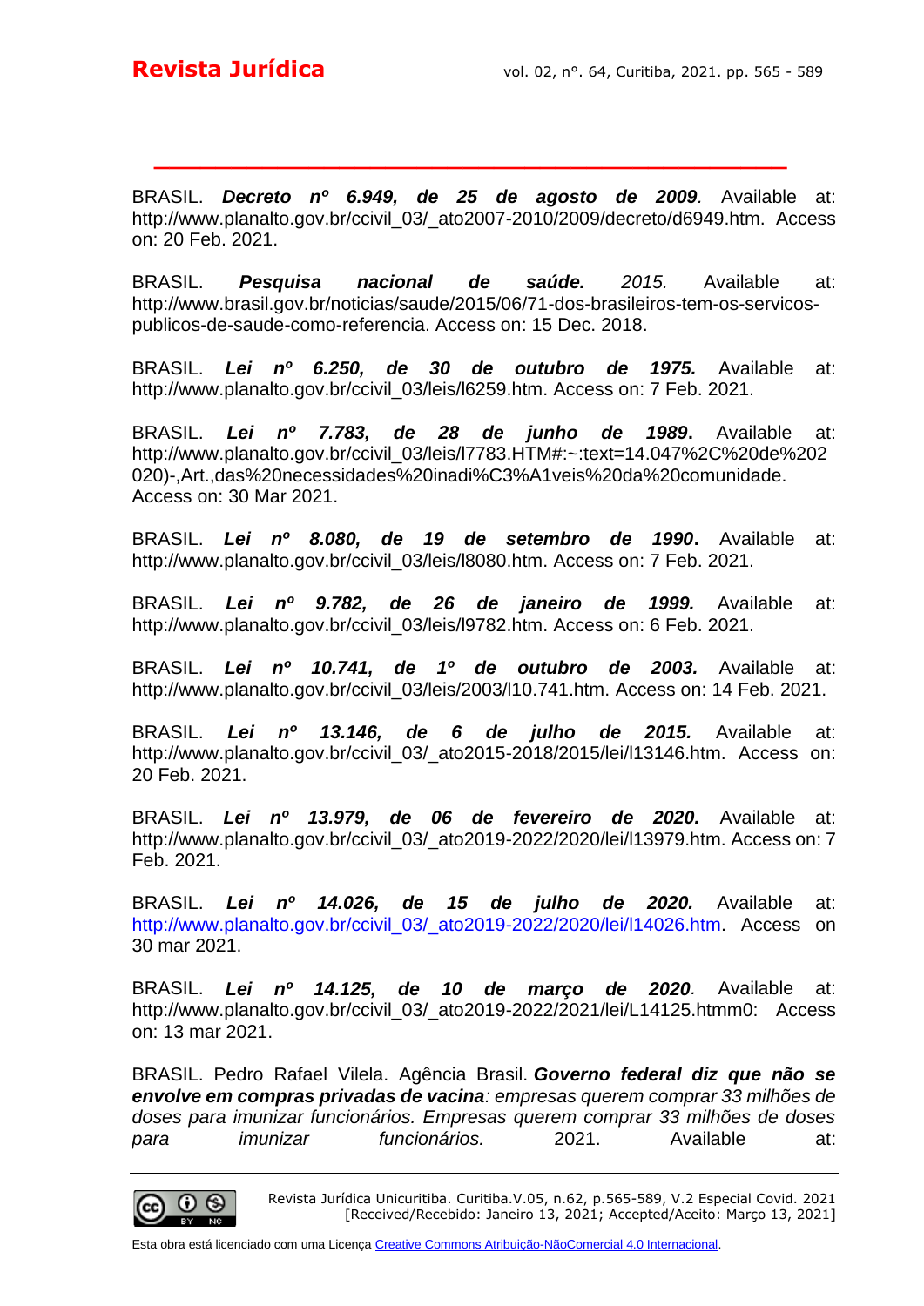BRASIL. ***Decreto nº 6.949, de 25 de agosto de 2009***. Available at: http://www.planalto.gov.br/ccivil_03/_ato2007-2010/2009/decreto/d6949.htm. Access on: 20 Feb. 2021.

BRASIL. ***Pesquisa nacional de saúde.*** *2015.* Available at: http://www.brasil.gov.br/noticias/saude/2015/06/71-dos-brasileiros-tem-os-servicos-publicos-de-saude-como-referencia. Access on: 15 Dec. 2018.

BRASIL. ***Lei nº 6.250, de 30 de outubro de 1975.*** Available at: http://www.planalto.gov.br/ccivil_03/leis/l6259.htm. Access on: 7 Feb. 2021.

BRASIL. ***Lei nº 7.783, de 28 de junho de 1989***. Available at: http://www.planalto.gov.br/ccivil_03/leis/l7783.HTM#:~:text=14.047%2C%20de%202020)-,Art.,das%20necessidades%20inadi%C3%A1veis%20da%20comunidade. Access on: 30 Mar 2021.

BRASIL. ***Lei nº 8.080, de 19 de setembro de 1990***. Available at: http://www.planalto.gov.br/ccivil_03/leis/l8080.htm. Access on: 7 Feb. 2021.

BRASIL. ***Lei nº 9.782, de 26 de janeiro de 1999.*** Available at: http://www.planalto.gov.br/ccivil_03/leis/l9782.htm. Access on: 6 Feb. 2021.

BRASIL. ***Lei nº 10.741, de 1º de outubro de 2003.*** Available at: http://www.planalto.gov.br/ccivil_03/leis/2003/l10.741.htm. Access on: 14 Feb. 2021.

BRASIL. ***Lei nº 13.146, de 6 de julho de 2015.*** Available at: http://www.planalto.gov.br/ccivil_03/_ato2015-2018/2015/lei/l13146.htm. Access on: 20 Feb. 2021.

BRASIL. ***Lei nº 13.979, de 06 de fevereiro de 2020.*** Available at: http://www.planalto.gov.br/ccivil_03/_ato2019-2022/2020/lei/l13979.htm. Access on: 7 Feb. 2021.

BRASIL. ***Lei nº 14.026, de 15 de julho de 2020.*** Available at: http://www.planalto.gov.br/ccivil_03/_ato2019-2022/2020/lei/l14026.htm. Access on 30 mar 2021.

BRASIL. ***Lei nº 14.125, de 10 de março de 2020***. Available at: http://www.planalto.gov.br/ccivil_03/_ato2019-2022/2021/lei/L14125.htmm0: Access on: 13 mar 2021.

BRASIL. Pedro Rafael Vilela. Agência Brasil. ***Governo federal diz que não se envolve em compras privadas de vacina****: empresas querem comprar 33 milhões de doses para imunizar funcionários. Empresas querem comprar 33 milhões de doses para imunizar funcionários.* 2021. Available at: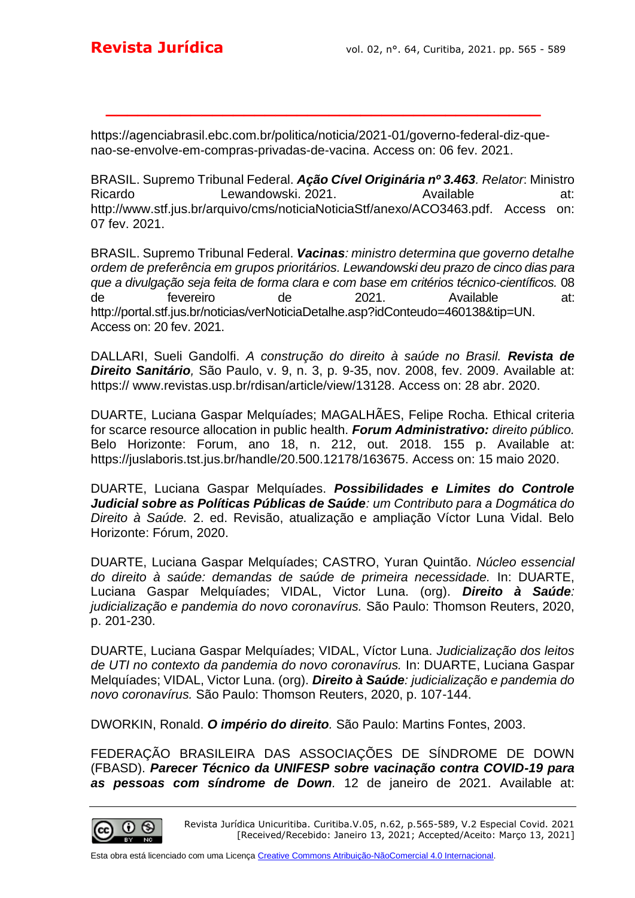https://agenciabrasil.ebc.com.br/politica/noticia/2021-01/governo-federal-diz-que-nao-se-envolve-em-compras-privadas-de-vacina. Access on: 06 fev. 2021.

BRASIL. Supremo Tribunal Federal. ***Ação Cível Originária nº 3.463***. *Relator*: Ministro Ricardo Lewandowski. 2021. Available at: http://www.stf.jus.br/arquivo/cms/noticiaNoticiaStf/anexo/ACO3463.pdf. Access on: 07 fev. 2021.

BRASIL. Supremo Tribunal Federal. ***Vacinas****: ministro determina que governo detalhe ordem de preferência em grupos prioritários. Lewandowski deu prazo de cinco dias para que a divulgação seja feita de forma clara e com base em critérios técnico-científicos.* 08 de fevereiro de 2021. Available at: http://portal.stf.jus.br/noticias/verNoticiaDetalhe.asp?idConteudo=460138&tip=UN. Access on: 20 fev. 2021.

DALLARI, Sueli Gandolfi. *A construção do direito à saúde no Brasil.* ***Revista de Direito Sanitário****,* São Paulo, v. 9, n. 3, p. 9-35, nov. 2008, fev. 2009. Available at: https:// www.revistas.usp.br/rdisan/article/view/13128. Access on: 28 abr. 2020.

DUARTE, Luciana Gaspar Melquíades; MAGALHÃES, Felipe Rocha. Ethical criteria for scarce resource allocation in public health. ***Forum Administrativo:*** *direito público.* Belo Horizonte: Forum, ano 18, n. 212, out. 2018. 155 p. Available at: https://juslaboris.tst.jus.br/handle/20.500.12178/163675. Access on: 15 maio 2020.

DUARTE, Luciana Gaspar Melquíades. ***Possibilidades e Limites do Controle Judicial sobre as Políticas Públicas de Saúde****: um Contributo para a Dogmática do Direito à Saúde.* 2. ed. Revisão, atualização e ampliação Víctor Luna Vidal. Belo Horizonte: Fórum, 2020.

DUARTE, Luciana Gaspar Melquíades; CASTRO, Yuran Quintão. *Núcleo essencial do direito à saúde: demandas de saúde de primeira necessidade.* In: DUARTE, Luciana Gaspar Melquíades; VIDAL, Victor Luna. (org). ***Direito à Saúde****: judicialização e pandemia do novo coronavírus.* São Paulo: Thomson Reuters, 2020, p. 201-230.

DUARTE, Luciana Gaspar Melquíades; VIDAL, Víctor Luna. *Judicialização dos leitos de UTI no contexto da pandemia do novo coronavírus.* In: DUARTE, Luciana Gaspar Melquíades; VIDAL, Victor Luna. (org). ***Direito à Saúde****: judicialização e pandemia do novo coronavírus.* São Paulo: Thomson Reuters, 2020, p. 107-144.

DWORKIN, Ronald. ***O império do direito****.* São Paulo: Martins Fontes, 2003.

FEDERAÇÃO BRASILEIRA DAS ASSOCIAÇÕES DE SÍNDROME DE DOWN (FBASD). ***Parecer Técnico da UNIFESP sobre vacinação contra COVID-19 para as pessoas com síndrome de Down****.* 12 de janeiro de 2021. Available at: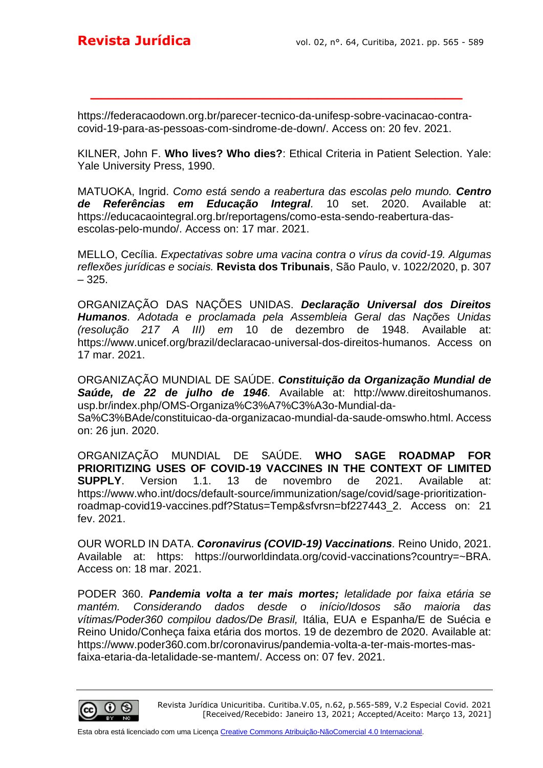https://federacaodown.org.br/parecer-tecnico-da-unifesp-sobre-vacinacao-contra-covid-19-para-as-pessoas-com-sindrome-de-down/. Access on: 20 fev. 2021.

KILNER, John F. **Who lives? Who dies?**: Ethical Criteria in Patient Selection. Yale: Yale University Press, 1990.

MATUOKA, Ingrid. *Como está sendo a reabertura das escolas pelo mundo.* ***Centro de Referências em Educação Integral***. 10 set. 2020. Available at: https://educacaointegral.org.br/reportagens/como-esta-sendo-reabertura-das-escolas-pelo-mundo/. Access on: 17 mar. 2021.

MELLO, Cecília. *Expectativas sobre uma vacina contra o vírus da covid-19. Algumas reflexões jurídicas e sociais.* **Revista dos Tribunais**, São Paulo, v. 1022/2020, p. 307 – 325.

ORGANIZAÇÃO DAS NAÇÕES UNIDAS. ***Declaração Universal dos Direitos Humanos***. *Adotada e proclamada pela Assembleia Geral das Nações Unidas (resolução 217 A III) em* 10 de dezembro de 1948. Available at: https://www.unicef.org/brazil/declaracao-universal-dos-direitos-humanos. Access on 17 mar. 2021.

ORGANIZAÇÃO MUNDIAL DE SAÚDE. ***Constituição da Organização Mundial de Saúde, de 22 de julho de 1946***. Available at: http://www.direitoshumanos.usp.br/index.php/OMS-Organiza%C3%A7%C3%A3o-Mundial-da-Sa%C3%BAde/constituicao-da-organizacao-mundial-da-saude-omswho.html. Access on: 26 jun. 2020.

ORGANIZAÇÃO MUNDIAL DE SAÚDE. **WHO SAGE ROADMAP FOR PRIORITIZING USES OF COVID-19 VACCINES IN THE CONTEXT OF LIMITED SUPPLY**. Version 1.1. 13 de novembro de 2021. Available at: https://www.who.int/docs/default-source/immunization/sage/covid/sage-prioritization-roadmap-covid19-vaccines.pdf?Status=Temp&sfvrsn=bf227443_2. Access on: 21 fev. 2021.

OUR WORLD IN DATA. ***Coronavirus (COVID-19) Vaccinations***. Reino Unido, 2021. Available at: https: https://ourworldindata.org/covid-vaccinations?country=~BRA. Access on: 18 mar. 2021.

PODER 360. ***Pandemia volta a ter mais mortes;*** *letalidade por faixa etária se mantém. Considerando dados desde o início/Idosos são maioria das vítimas/Poder360 compilou dados/De Brasil,* Itália, EUA e Espanha/E de Suécia e Reino Unido/Conheça faixa etária dos mortos. 19 de dezembro de 2020. Available at: https://www.poder360.com.br/coronavirus/pandemia-volta-a-ter-mais-mortes-mas-faixa-etaria-da-letalidade-se-mantem/. Access on: 07 fev. 2021.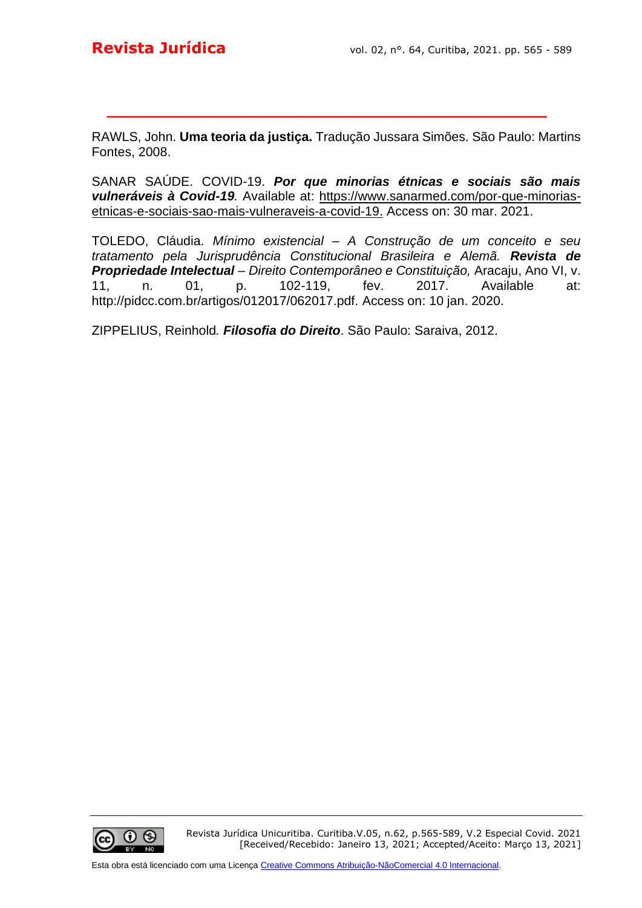RAWLS, John. **Uma teoria da justiça.** Tradução Jussara Simões. São Paulo: Martins Fontes, 2008.

SANAR SAÚDE. COVID-19. ***Por que minorias étnicas e sociais são mais vulneráveis à Covid-19****.* Available at: https://www.sanarmed.com/por-que-minorias-etnicas-e-sociais-sao-mais-vulneraveis-a-covid-19. Access on: 30 mar. 2021.

TOLEDO, Cláudia. *Mínimo existencial – A Construção de um conceito e seu tratamento pela Jurisprudência Constitucional Brasileira e Alemã.* ***Revista de Propriedade Intelectual*** *– Direito Contemporâneo e Constituição,* Aracaju, Ano VI, v. 11, n. 01, p. 102-119, fev. 2017. Available at: http://pidcc.com.br/artigos/012017/062017.pdf. Access on: 10 jan. 2020.

ZIPPELIUS, Reinhold*.* ***Filosofia do Direito***. São Paulo: Saraiva, 2012.

Revista Jurídica Unicuritiba. Curitiba.V.05, n.62, p.565-589, V.2 Especial Covid. 2021
[Received/Recebido: Janeiro 13, 2021; Accepted/Aceito: Março 13, 2021]

Esta obra está licenciado com uma Licença Creative Commons Atribuição-NãoComercial 4.0 Internacional.